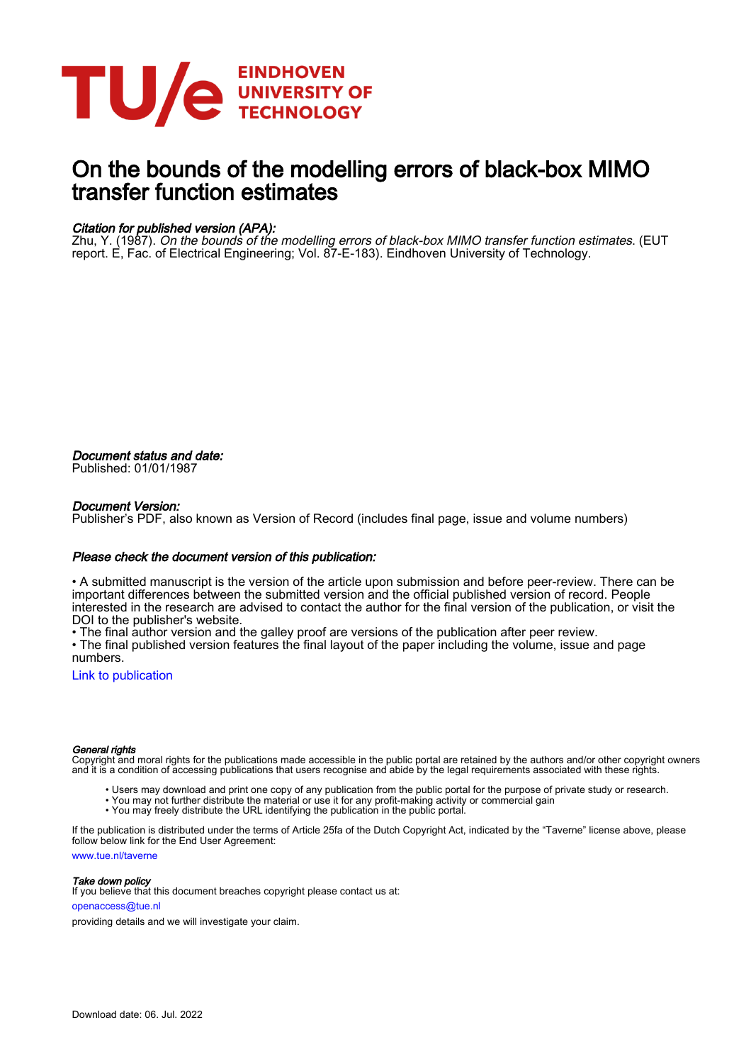# On the bounds of the modelling errors of black-box MIMO transfer function estimates

*Citation for published version (APA):*
Zhu, Y. (1987). *On the bounds of the modelling errors of black-box MIMO transfer function estimates*. (EUT report. E, Fac. of Electrical Engineering; Vol. 87-E-183). Eindhoven University of Technology.

*Document status and date:*
Published: 01/01/1987

*Document Version:*
Publisher's PDF, also known as Version of Record (includes final page, issue and volume numbers)

*Please check the document version of this publication:*

• A submitted manuscript is the version of the article upon submission and before peer-review. There can be important differences between the submitted version and the official published version of record. People interested in the research are advised to contact the author for the final version of the publication, or visit the DOI to the publisher's website.
• The final author version and the galley proof are versions of the publication after peer review.
• The final published version features the final layout of the paper including the volume, issue and page numbers.

Link to publication

*General rights*
Copyright and moral rights for the publications made accessible in the public portal are retained by the authors and/or other copyright owners and it is a condition of accessing publications that users recognise and abide by the legal requirements associated with these rights.

- Users may download and print one copy of any publication from the public portal for the purpose of private study or research.
- You may not further distribute the material or use it for any profit-making activity or commercial gain
- You may freely distribute the URL identifying the publication in the public portal.

If the publication is distributed under the terms of Article 25fa of the Dutch Copyright Act, indicated by the "Taverne" license above, please follow below link for the End User Agreement:

www.tue.nl/taverne

*Take down policy*
If you believe that this document breaches copyright please contact us at:

openaccess@tue.nl

providing details and we will investigate your claim.

Download date: 06. Jul. 2022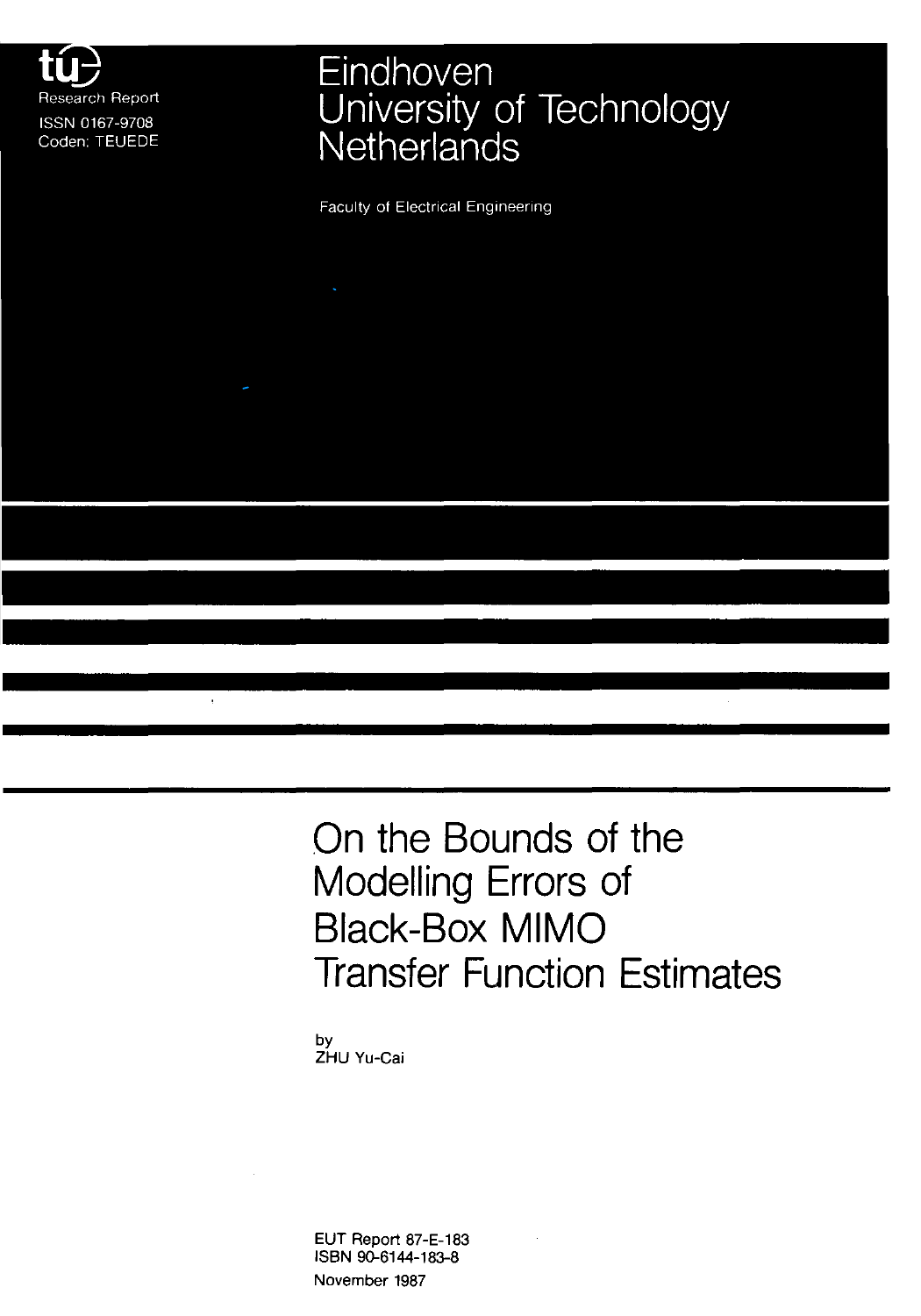Research Report
ISSN 0167-9708
Coden: TEUEDE

# Eindhoven University of Technology Netherlands

Faculty of Electrical Engineering

# On the Bounds of the Modelling Errors of Black-Box MIMO Transfer Function Estimates

by
ZHU Yu-Cai

EUT Report 87-E-183
ISBN 90-6144-183-8
November 1987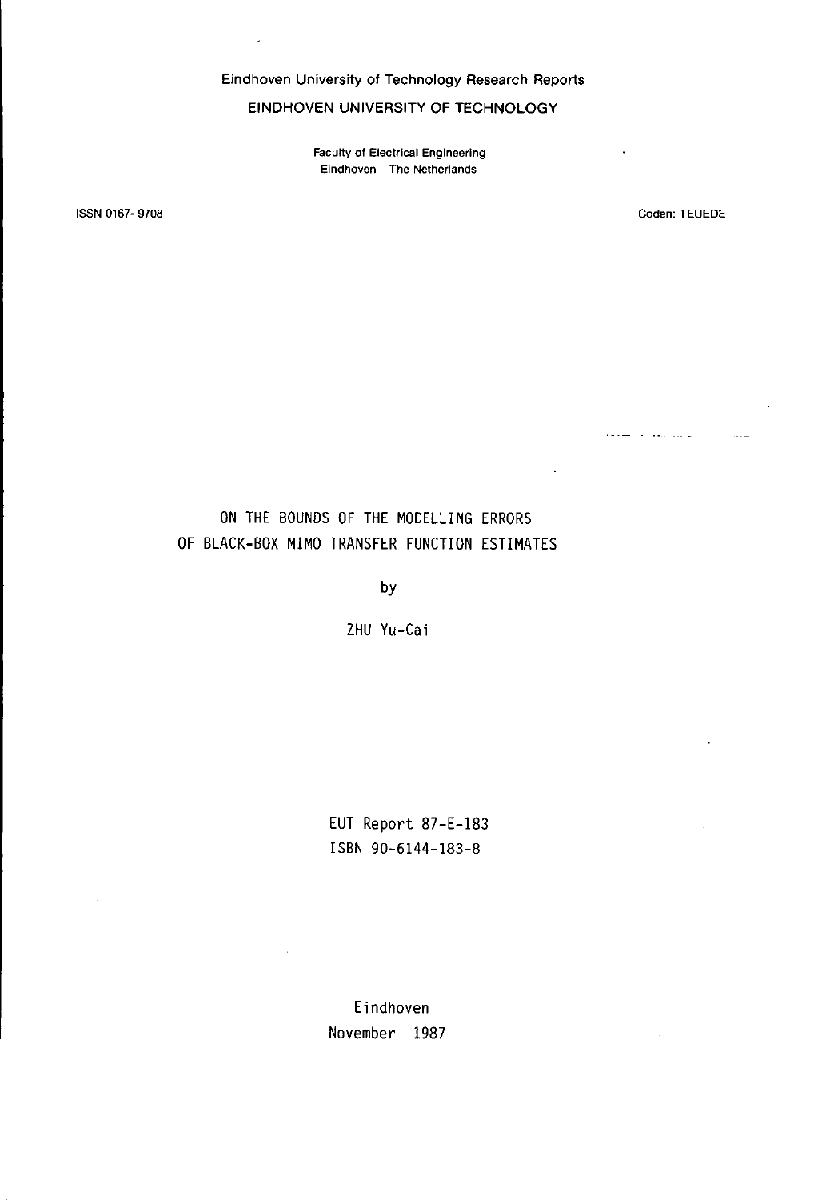Eindhoven University of Technology Research Reports

EINDHOVEN UNIVERSITY OF TECHNOLOGY

Faculty of Electrical Engineering
Eindhoven The Netherlands

ISSN 0167- 9708

Coden: TEUEDE

# ON THE BOUNDS OF THE MODELLING ERRORS OF BLACK-BOX MIMO TRANSFER FUNCTION ESTIMATES

by

ZHU Yu-Cai

EUT Report 87-E-183
ISBN 90-6144-183-8

Eindhoven
November 1987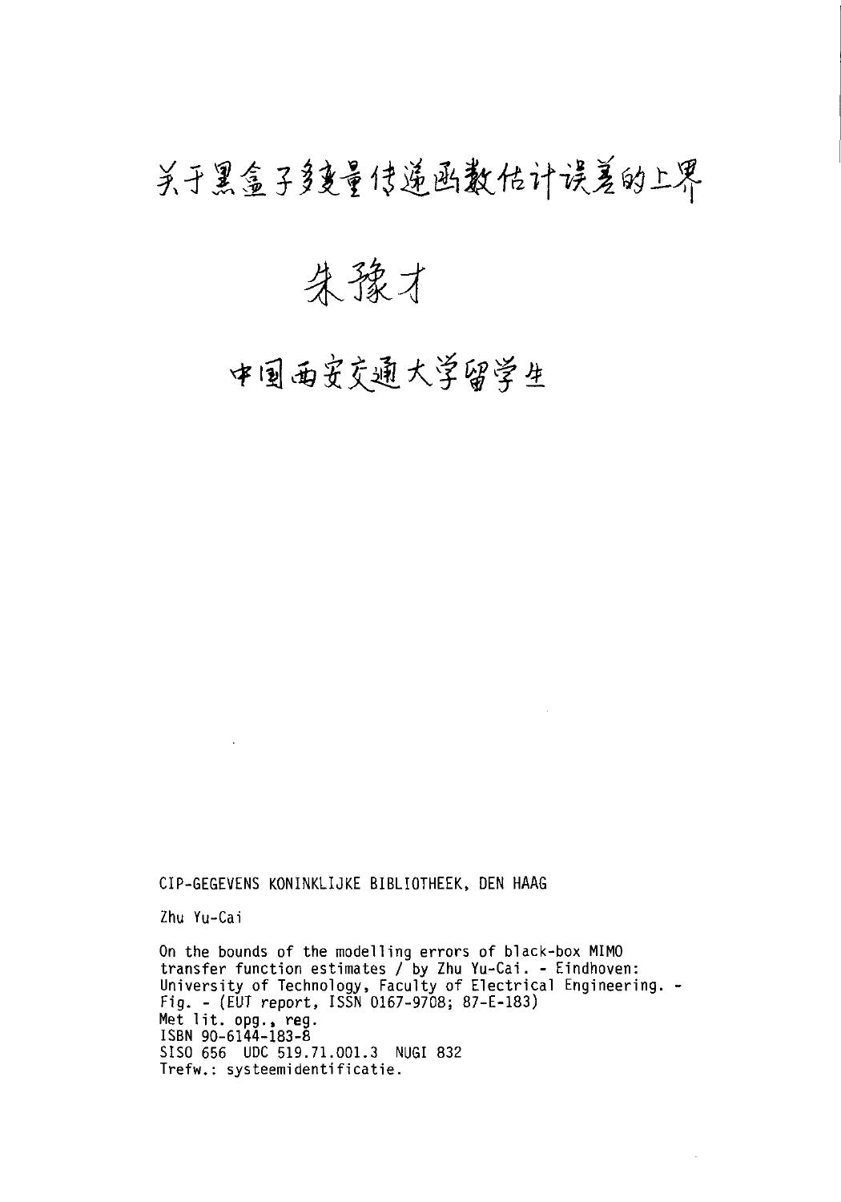# 关于黑盒子多变量传递函数估计误差的上界

## 朱豫才

## 中国西安交通大学留学生

CIP-GEGEVENS KONINKLIJKE BIBLIOTHEEK, DEN HAAG

Zhu Yu-Cai

On the bounds of the modelling errors of black-box MIMO transfer function estimates / by Zhu Yu-Cai. - Eindhoven: University of Technology, Faculty of Electrical Engineering. - Fig. - (EUT report, ISSN 0167-9708; 87-E-183)
Met lit. opg., reg.
ISBN 90-6144-183-8
SISO 656 UDC 519.71.001.3 NUGI 832
Trefw.: systeemidentificatie.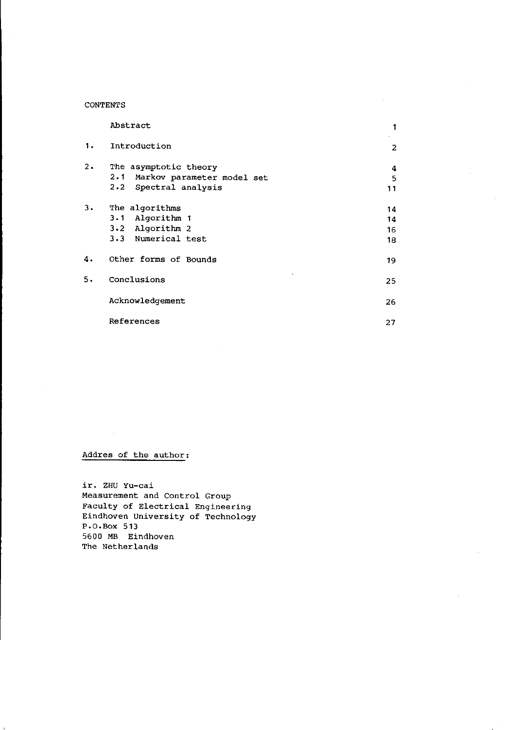CONTENTS

| | | |
|---|---|---|
| | Abstract | 1 |
| 1. | Introduction | 2 |
| 2. | The asymptotic theory | 4 |
| | 2.1 Markov parameter model set | 5 |
| | 2.2 Spectral analysis | 11 |
| 3. | The algorithms | 14 |
| | 3.1 Algorithm 1 | 14 |
| | 3.2 Algorithm 2 | 16 |
| | 3.3 Numerical test | 18 |
| 4. | Other forms of Bounds | 19 |
| 5. | Conclusions | 25 |
| | Acknowledgement | 26 |
| | References | 27 |

Addres of the author:

ir. ZHU Yu-cai
Measurement and Control Group
Faculty of Electrical Engineering
Eindhoven University of Technology
P.O.Box 513
5600 MB Eindhoven
The Netherlands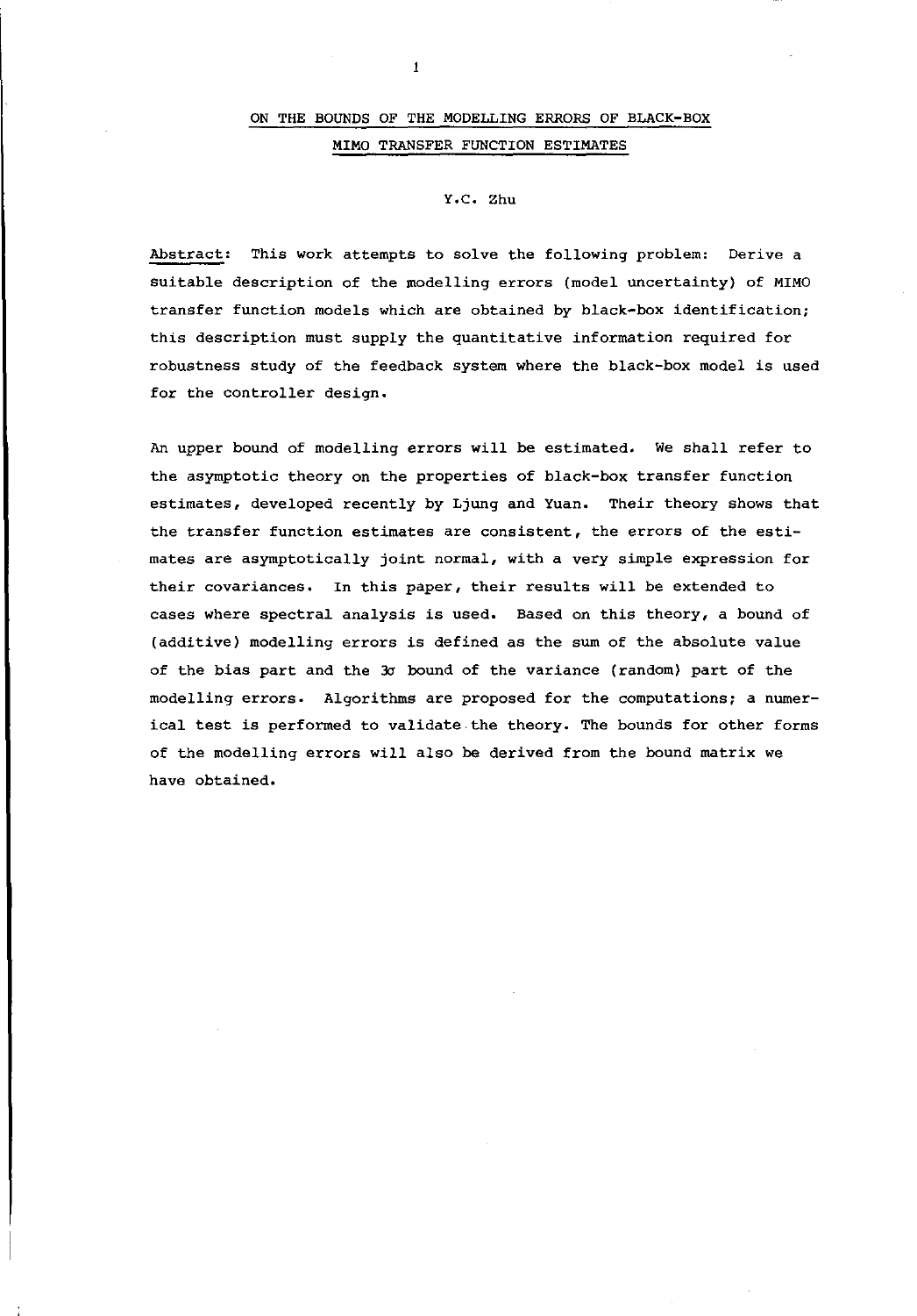# ON THE BOUNDS OF THE MODELLING ERRORS OF BLACK-BOX MIMO TRANSFER FUNCTION ESTIMATES

Y.C. Zhu

Abstract: This work attempts to solve the following problem: Derive a suitable description of the modelling errors (model uncertainty) of MIMO transfer function models which are obtained by black-box identification; this description must supply the quantitative information required for robustness study of the feedback system where the black-box model is used for the controller design.

An upper bound of modelling errors will be estimated. We shall refer to the asymptotic theory on the properties of black-box transfer function estimates, developed recently by Ljung and Yuan. Their theory shows that the transfer function estimates are consistent, the errors of the estimates are asymptotically joint normal, with a very simple expression for their covariances. In this paper, their results will be extended to cases where spectral analysis is used. Based on this theory, a bound of (additive) modelling errors is defined as the sum of the absolute value of the bias part and the $3\sigma$ bound of the variance (random) part of the modelling errors. Algorithms are proposed for the computations; a numerical test is performed to validate the theory. The bounds for other forms of the modelling errors will also be derived from the bound matrix we have obtained.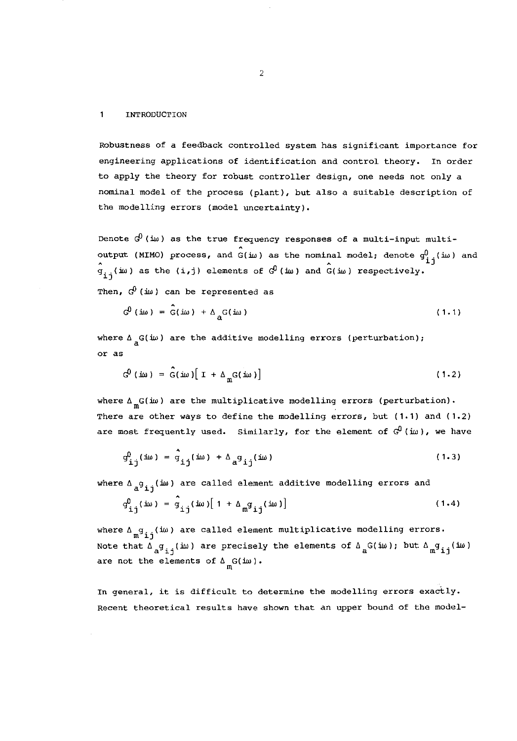# 1 INTRODUCTION

Robustness of a feedback controlled system has significant importance for engineering applications of identification and control theory. In order to apply the theory for robust controller design, one needs not only a nominal model of the process (plant), but also a suitable description of the modelling errors (model uncertainty).

Denote $G^0(i\omega)$ as the true frequency responses of a multi-input multi-output (MIMO) process, and $\hat{G}(i\omega)$ as the nominal model; denote $g^0_{ij}(i\omega)$ and $\hat{g}_{ij}(i\omega)$ as the (i,j) elements of $G^0(i\omega)$ and $\hat{G}(i\omega)$ respectively.

Then, $G^0(i\omega)$ can be represented as

$$G^0(i\omega) = \hat{G}(i\omega) + \Delta_a G(i\omega) \tag{1.1}$$

where $\Delta_a G(i\omega)$ are the additive modelling errors (perturbation); or as

$$G^0(i\omega) = \hat{G}(i\omega)\left[ I + \Delta_m G(i\omega)\right] \tag{1.2}$$

where $\Delta_m G(i\omega)$ are the multiplicative modelling errors (perturbation). There are other ways to define the modelling errors, but (1.1) and (1.2) are most frequently used. Similarly, for the element of $G^0(i\omega)$, we have

$$g^0_{ij}(i\omega) = \hat{g}_{ij}(i\omega) + \Delta_a g_{ij}(i\omega) \tag{1.3}$$

where $\Delta_a g_{ij}(i\omega)$ are called element additive modelling errors and

$$g^0_{ij}(i\omega) = \hat{g}_{ij}(i\omega)\left[ 1 + \Delta_m g_{ij}(i\omega)\right] \tag{1.4}$$

where $\Delta_m g_{ij}(i\omega)$ are called element multiplicative modelling errors. Note that $\Delta_a g_{ij}(i\omega)$ are precisely the elements of $\Delta_a G(i\omega)$; but $\Delta_m g_{ij}(i\omega)$ are not the elements of $\Delta_m G(i\omega)$.

In general, it is difficult to determine the modelling errors exactly. Recent theoretical results have shown that an upper bound of the model-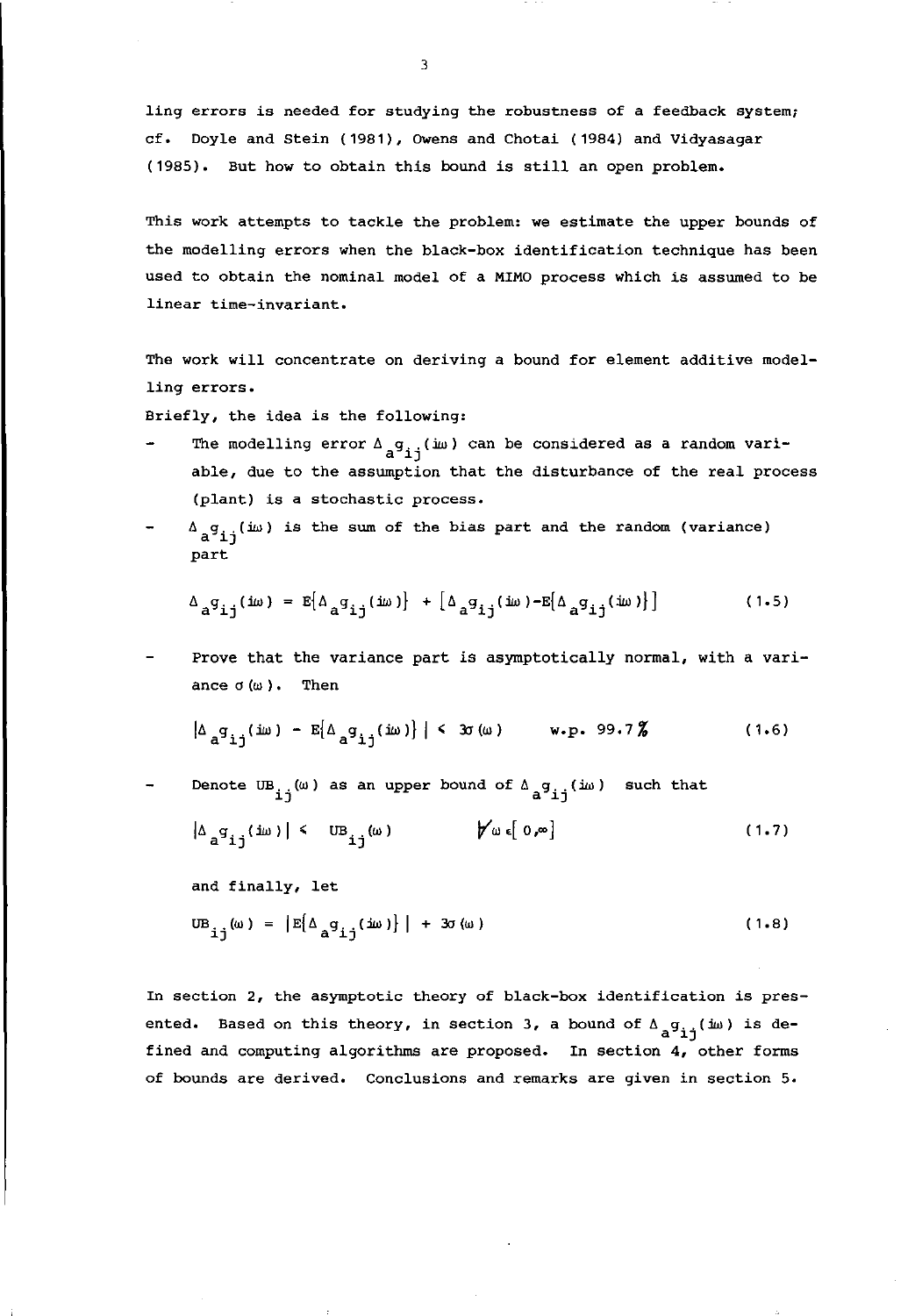ling errors is needed for studying the robustness of a feedback system; cf. Doyle and Stein (1981), Owens and Chotai (1984) and Vidyasagar (1985). But how to obtain this bound is still an open problem.

This work attempts to tackle the problem: we estimate the upper bounds of the modelling errors when the black-box identification technique has been used to obtain the nominal model of a MIMO process which is assumed to be linear time-invariant.

The work will concentrate on deriving a bound for element additive modelling errors.

Briefly, the idea is the following:

- The modelling error $\Delta_a g_{ij}(i\omega)$ can be considered as a random variable, due to the assumption that the disturbance of the real process (plant) is a stochastic process.
- $\Delta_a g_{ij}(i\omega)$ is the sum of the bias part and the random (variance) part

$$\Delta_a g_{ij}(i\omega) = E\{\Delta_a g_{ij}(i\omega)\} + [\Delta_a g_{ij}(i\omega) - E\{\Delta_a g_{ij}(i\omega)\}] \tag{1.5}$$

- Prove that the variance part is asymptotically normal, with a variance $\sigma(\omega)$. Then

$$|\Delta_a g_{ij}(i\omega) - E\{\Delta_a g_{ij}(i\omega)\}| \leq 3\sigma(\omega) \qquad \text{w.p. } 99.7\% \tag{1.6}$$

- Denote $UB_{ij}(\omega)$ as an upper bound of $\Delta_a g_{ij}(i\omega)$ such that

$$|\Delta_a g_{ij}(i\omega)| \leq UB_{ij}(\omega) \qquad \forall \omega \in [0, \infty] \tag{1.7}$$

and finally, let

$$UB_{ij}(\omega) = |E\{\Delta_a g_{ij}(i\omega)\}| + 3\sigma(\omega) \tag{1.8}$$

In section 2, the asymptotic theory of black-box identification is presented. Based on this theory, in section 3, a bound of $\Delta_a g_{ij}(i\omega)$ is defined and computing algorithms are proposed. In section 4, other forms of bounds are derived. Conclusions and remarks are given in section 5.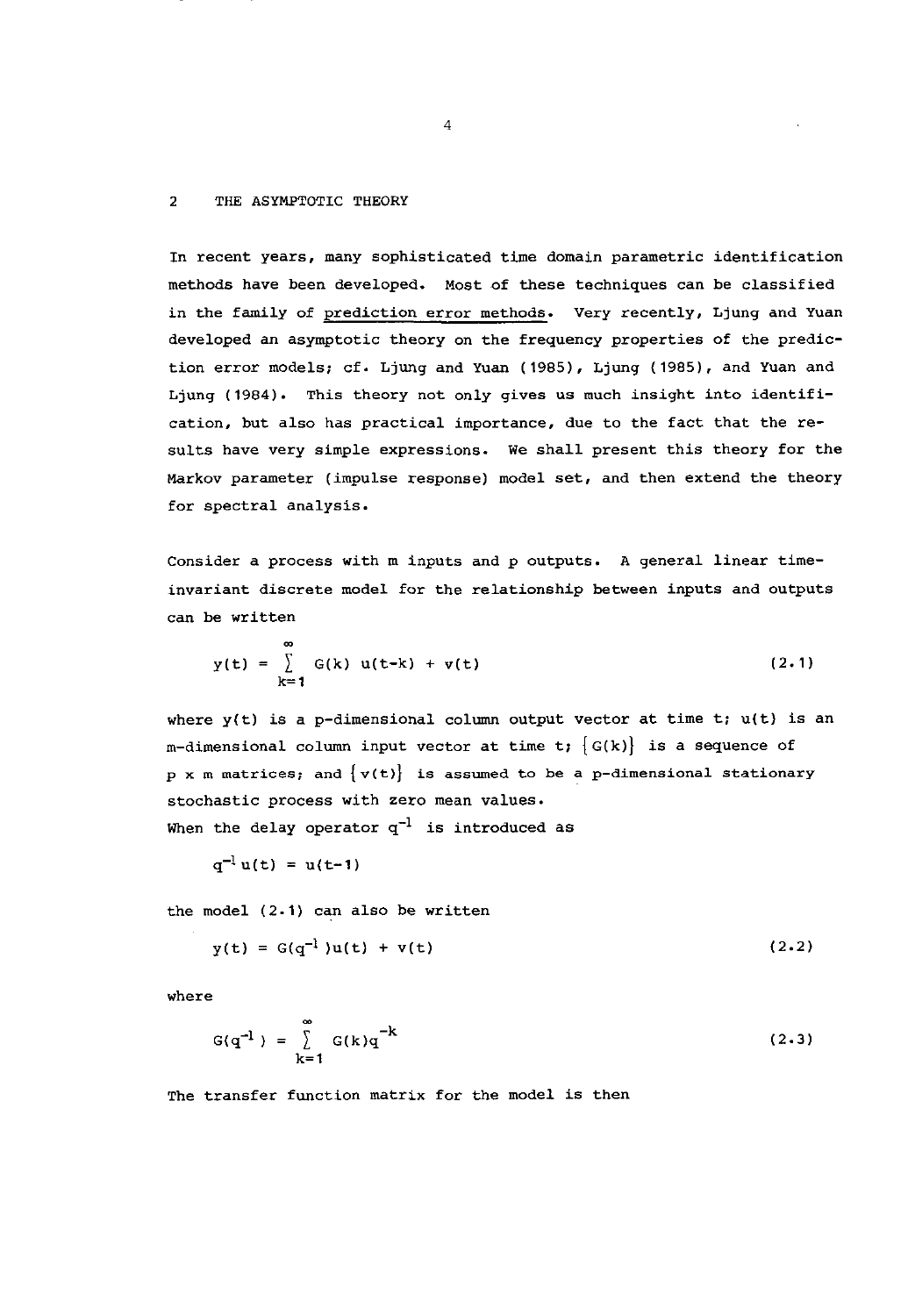## 2 THE ASYMPTOTIC THEORY

In recent years, many sophisticated time domain parametric identification methods have been developed. Most of these techniques can be classified in the family of prediction error methods. Very recently, Ljung and Yuan developed an asymptotic theory on the frequency properties of the prediction error models; cf. Ljung and Yuan (1985), Ljung (1985), and Yuan and Ljung (1984). This theory not only gives us much insight into identification, but also has practical importance, due to the fact that the results have very simple expressions. We shall present this theory for the Markov parameter (impulse response) model set, and then extend the theory for spectral analysis.

Consider a process with m inputs and p outputs. A general linear time-invariant discrete model for the relationship between inputs and outputs can be written

$$y(t) = \sum_{k=1}^{\infty} G(k)\, u(t-k) + v(t) \tag{2.1}$$

where $y(t)$ is a p-dimensional column output vector at time t; $u(t)$ is an m-dimensional column input vector at time t; $\{G(k)\}$ is a sequence of $p \times m$ matrices; and $\{v(t)\}$ is assumed to be a p-dimensional stationary stochastic process with zero mean values.
When the delay operator $q^{-1}$ is introduced as

$$q^{-1}u(t) = u(t-1)$$

the model (2.1) can also be written

$$y(t) = G(q^{-1})u(t) + v(t) \tag{2.2}$$

where

$$G(q^{-1}) = \sum_{k=1}^{\infty} G(k)q^{-k} \tag{2.3}$$

The transfer function matrix for the model is then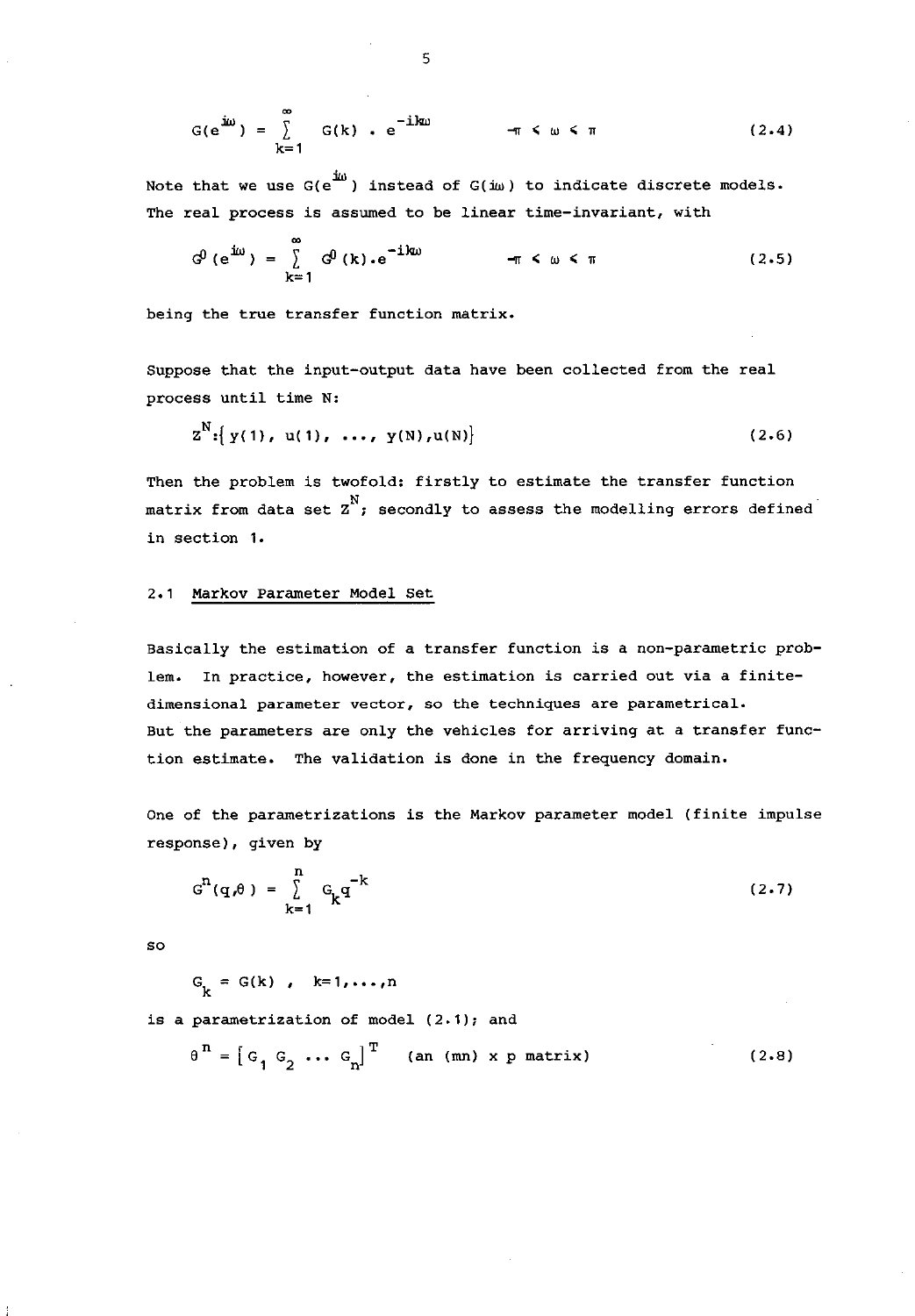$$G(e^{i\omega}) = \sum_{k=1}^{\infty} G(k) \cdot e^{-ik\omega} \qquad -\pi \leq \omega \leq \pi \tag{2.4}$$

Note that we use $G(e^{i\omega})$ instead of $G(i\omega)$ to indicate discrete models. The real process is assumed to be linear time-invariant, with

$$G^0(e^{i\omega}) = \sum_{k=1}^{\infty} G^0(k) \cdot e^{-ik\omega} \qquad -\pi \leq \omega \leq \pi \tag{2.5}$$

being the true transfer function matrix.

Suppose that the input-output data have been collected from the real process until time N:

$$Z^N : \{ y(1),\ u(1),\ \ldots,\ y(N), u(N) \} \tag{2.6}$$

Then the problem is twofold: firstly to estimate the transfer function matrix from data set $Z^N$; secondly to assess the modelling errors defined in section 1.

## 2.1 Markov Parameter Model Set

Basically the estimation of a transfer function is a non-parametric problem. In practice, however, the estimation is carried out via a finite-dimensional parameter vector, so the techniques are parametrical. But the parameters are only the vehicles for arriving at a transfer function estimate. The validation is done in the frequency domain.

One of the parametrizations is the Markov parameter model (finite impulse response), given by

$$G^n(q,\theta) = \sum_{k=1}^{n} G_k q^{-k} \tag{2.7}$$

so

$$G_k = G(k)\ , \quad k=1,\ldots,n$$

is a parametrization of model (2.1); and

$$\theta^n = [G_1\ G_2\ \ldots\ G_n]^T \quad \text{(an (mn) x p matrix)} \tag{2.8}$$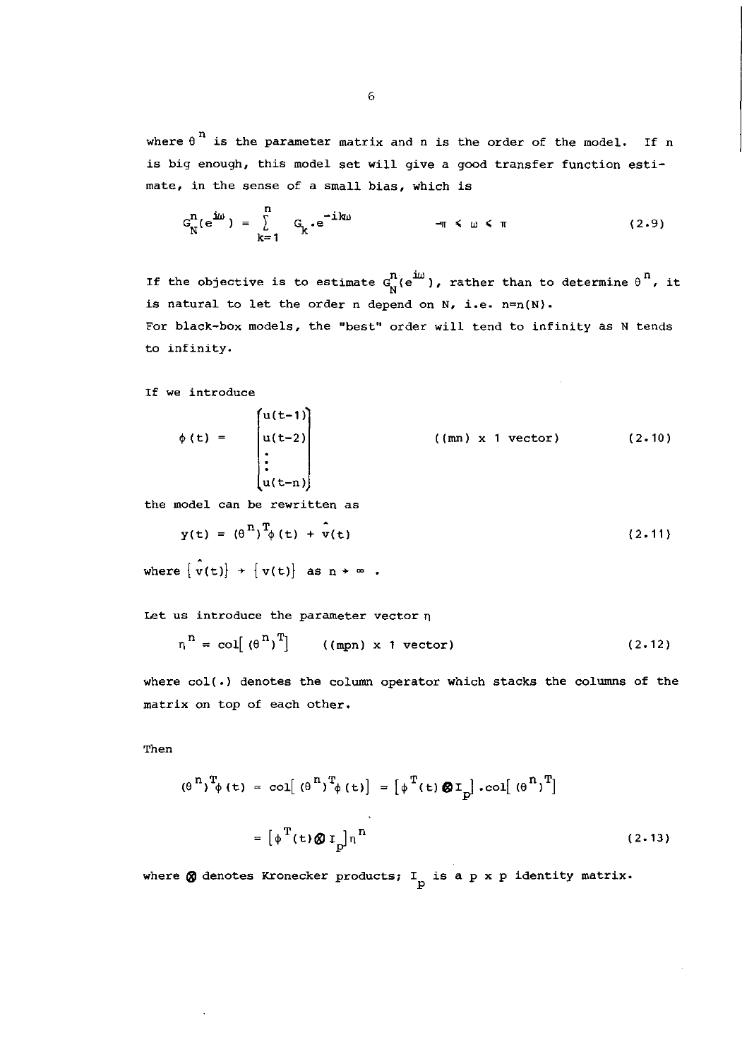where $\theta^n$ is the parameter matrix and n is the order of the model. If n is big enough, this model set will give a good transfer function estimate, in the sense of a small bias, which is

$$G_N^n(e^{i\omega}) = \sum_{k=1}^{n} G_k \cdot e^{-ik\omega} \qquad -\pi \leq \omega \leq \pi \tag{2.9}$$

If the objective is to estimate $G_N^n(e^{i\omega})$, rather than to determine $\theta^n$, it is natural to let the order n depend on N, i.e. $n=n(N)$.
For black-box models, the "best" order will tend to infinity as N tends to infinity.

If we introduce

$$\phi(t) = \begin{bmatrix} u(t-1) \\ u(t-2) \\ \vdots \\ u(t-n) \end{bmatrix} \qquad ((mn) \times 1 \text{ vector}) \tag{2.10}$$

the model can be rewritten as

$$y(t) = (\theta^n)^T \phi(t) + \hat{v}(t) \tag{2.11}$$

where $\{\hat{v}(t)\} \rightarrow \{v(t)\}$ as $n \rightarrow \infty$.

Let us introduce the parameter vector $\eta$

$$\eta^n = \text{col}[(\theta^n)^T] \qquad ((mpn) \times 1 \text{ vector}) \tag{2.12}$$

where col(.) denotes the column operator which stacks the columns of the matrix on top of each other.

Then

$$(\theta^n)^T \phi(t) = \text{col}[(\theta^n)^T \phi(t)] = [\phi^T(t) \otimes I_p] \cdot \text{col}[(\theta^n)^T]$$

$$= [\phi^T(t) \otimes I_p] \eta^n \tag{2.13}$$

where $\otimes$ denotes Kronecker products; $I_p$ is a $p \times p$ identity matrix.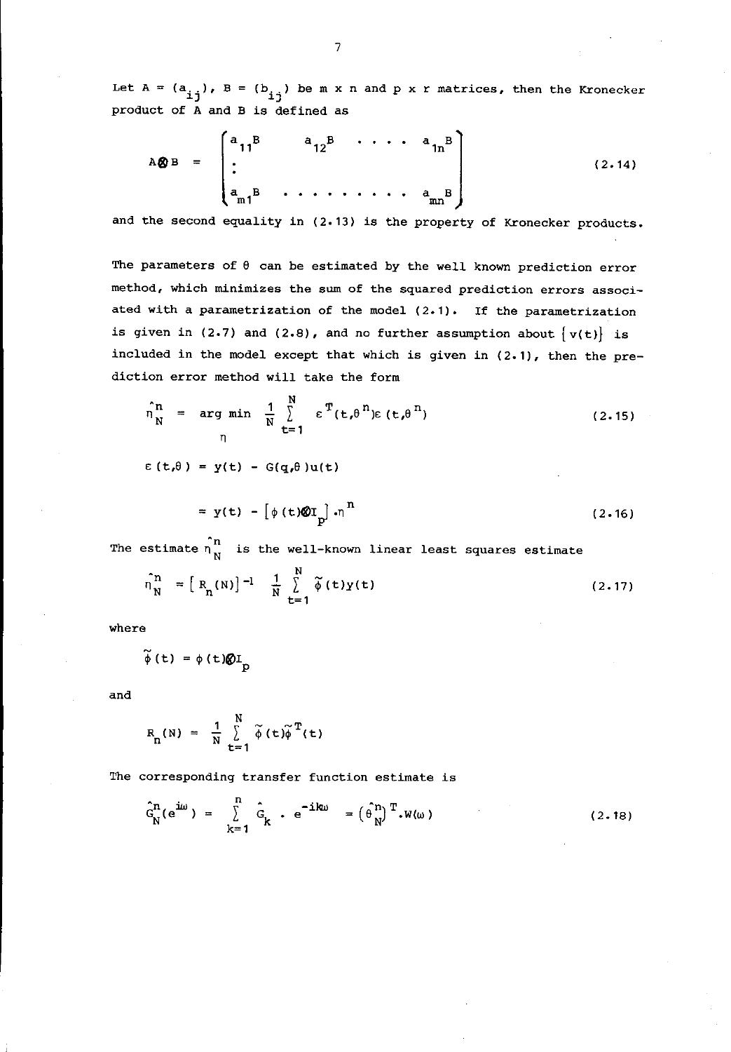Let $A = (a_{ij})$, $B = (b_{ij})$ be m x n and p x r matrices, then the Kronecker product of A and B is defined as

$$A \otimes B = \begin{pmatrix} a_{11}B & a_{12}B & \cdots & a_{1n}B \\ \vdots & & & \\ a_{m1}B & \cdots & \cdots & a_{mn}B \end{pmatrix} \tag{2.14}$$

and the second equality in (2.13) is the property of Kronecker products.

The parameters of $\theta$ can be estimated by the well known prediction error method, which minimizes the sum of the squared prediction errors associated with a parametrization of the model (2.1). If the parametrization is given in (2.7) and (2.8), and no further assumption about $\{v(t)\}$ is included in the model except that which is given in (2.1), then the prediction error method will take the form

$$\hat{\eta}_N^n = \arg\min_{\eta} \frac{1}{N} \sum_{t=1}^{N} \varepsilon^T(t,\theta^n)\varepsilon(t,\theta^n) \tag{2.15}$$

$$\varepsilon(t,\theta) = y(t) - G(q,\theta)u(t)$$

$$= y(t) - \left[\phi(t) \otimes I_p\right] \cdot \eta^n \tag{2.16}$$

The estimate $\hat{\eta}_N^n$ is the well-known linear least squares estimate

$$\hat{\eta}_N^n = \left[R_n(N)\right]^{-1} \frac{1}{N} \sum_{t=1}^{N} \tilde{\phi}(t)y(t) \tag{2.17}$$

where

$$\tilde{\phi}(t) = \phi(t) \otimes I_p$$

and

$$R_n(N) = \frac{1}{N} \sum_{t=1}^{N} \tilde{\phi}(t)\tilde{\phi}^T(t)$$

The corresponding transfer function estimate is

$$\hat{G}_N^n(e^{i\omega}) = \sum_{k=1}^{n} \hat{G}_k \cdot e^{-ik\omega} = \left(\hat{\theta}_N^n\right)^T \cdot W(\omega) \tag{2.18}$$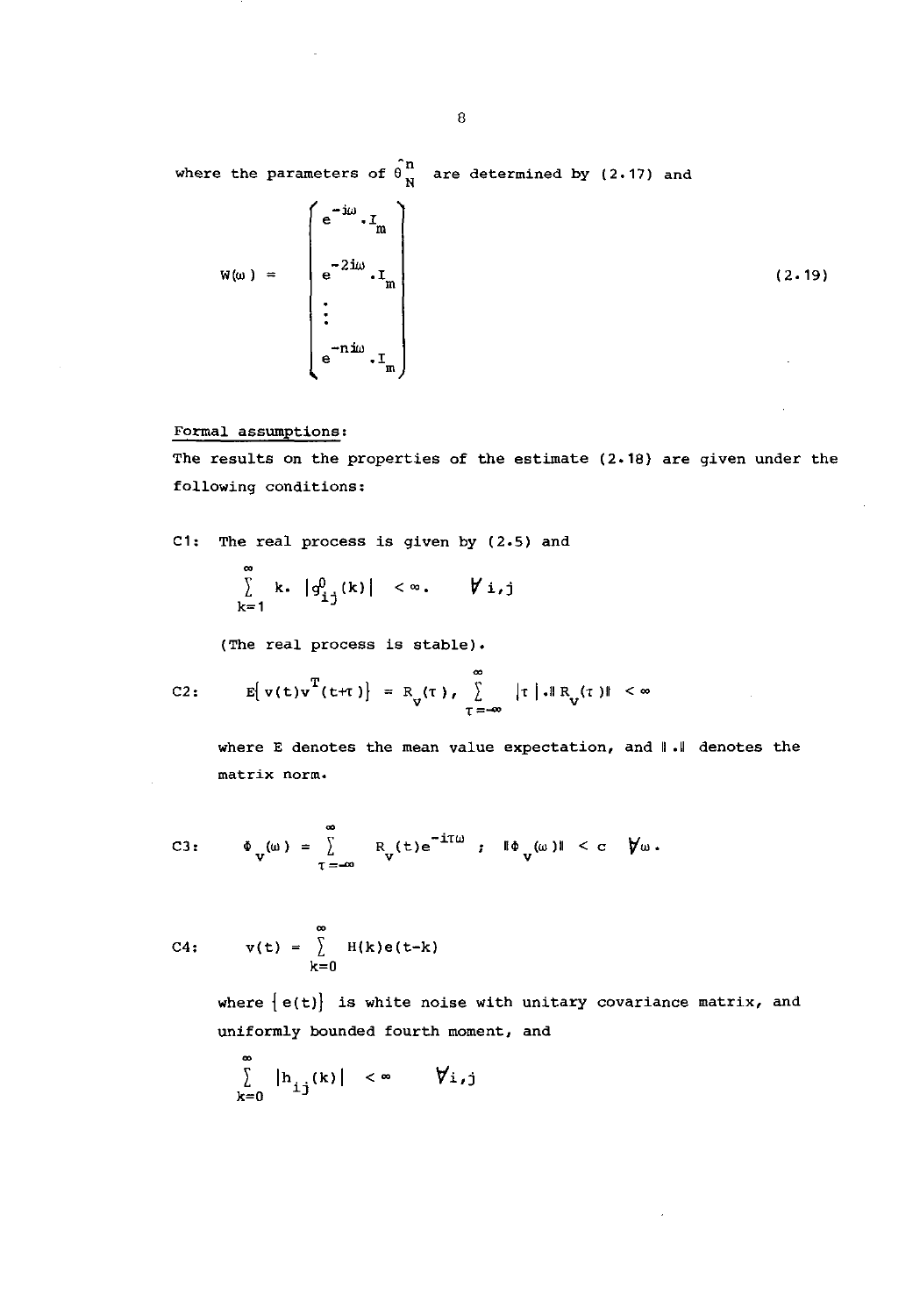where the parameters of $\hat{\theta}_N^n$ are determined by (2.17) and

$$W(\omega) = \begin{pmatrix} e^{-i\omega} \cdot I_m \\ e^{-2i\omega} \cdot I_m \\ \vdots \\ e^{-ni\omega} \cdot I_m \end{pmatrix} \tag{2.19}$$

Formal assumptions:

The results on the properties of the estimate (2.18) are given under the following conditions:

C1: The real process is given by (2.5) and

$$\sum_{k=1}^{\infty} k \cdot |g_{ij}^0(k)| < \infty. \qquad \forall\, i,j$$

(The real process is stable).

C2: $$E\{v(t)v^T(t+\tau)\} = R_v(\tau), \ \sum_{\tau=-\infty}^{\infty} |\tau| \cdot \| R_v(\tau) \| < \infty$$

where E denotes the mean value expectation, and $\| \cdot \|$ denotes the matrix norm.

C3: $$\Phi_v(\omega) = \sum_{\tau=-\infty}^{\infty} R_v(\tau) e^{-i\tau\omega} \ ; \ \| \Phi_v(\omega) \| < c \quad \forall \omega .$$

C4: $$v(t) = \sum_{k=0}^{\infty} H(k) e(t-k)$$

where $\{e(t)\}$ is white noise with unitary covariance matrix, and uniformly bounded fourth moment, and

$$\sum_{k=0}^{\infty} |h_{ij}(k)| < \infty \qquad \forall i,j$$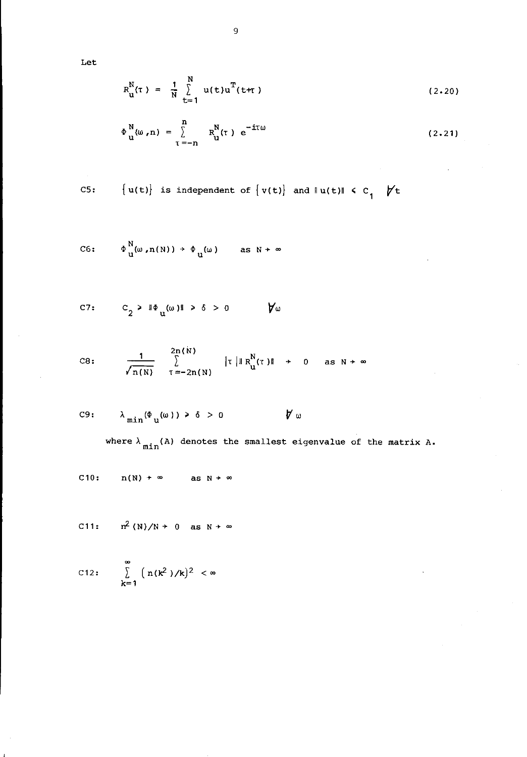Let

$$R_u^N(\tau) = \frac{1}{N} \sum_{t=1}^{N} u(t) u^T(t+\tau) \tag{2.20}$$

$$\Phi_u^N(\omega, n) = \sum_{\tau=-n}^{n} R_u^N(\tau)\, e^{-i\tau\omega} \tag{2.21}$$

C5: $\{u(t)\}$ is independent of $\{v(t)\}$ and $\|u(t)\| < C_1 \quad \forall t$

C6: $\Phi_u^N(\omega, n(N)) \to \Phi_u(\omega) \quad$ as $N \to \infty$

C7: $C_2 \geq \|\Phi_u(\omega)\| \geq \delta > 0 \quad \forall \omega$

C8: $\dfrac{1}{\sqrt{n(N)}} \displaystyle\sum_{\tau=-2n(N)}^{2n(N)} |\tau| \, \|R_u^N(\tau)\| \to 0 \quad$ as $N \to \infty$

C9: $\lambda_{min}(\Phi_u(\omega)) \geq \delta > 0 \quad \forall \omega$

where $\lambda_{min}(A)$ denotes the smallest eigenvalue of the matrix A.

C10: $n(N) \to \infty \quad$ as $N \to \infty$

C11: $n^2(N)/N \to 0 \quad$ as $N \to \infty$

C12: $\displaystyle\sum_{k=1}^{\infty} \left( n(k^2)/k \right)^2 < \infty$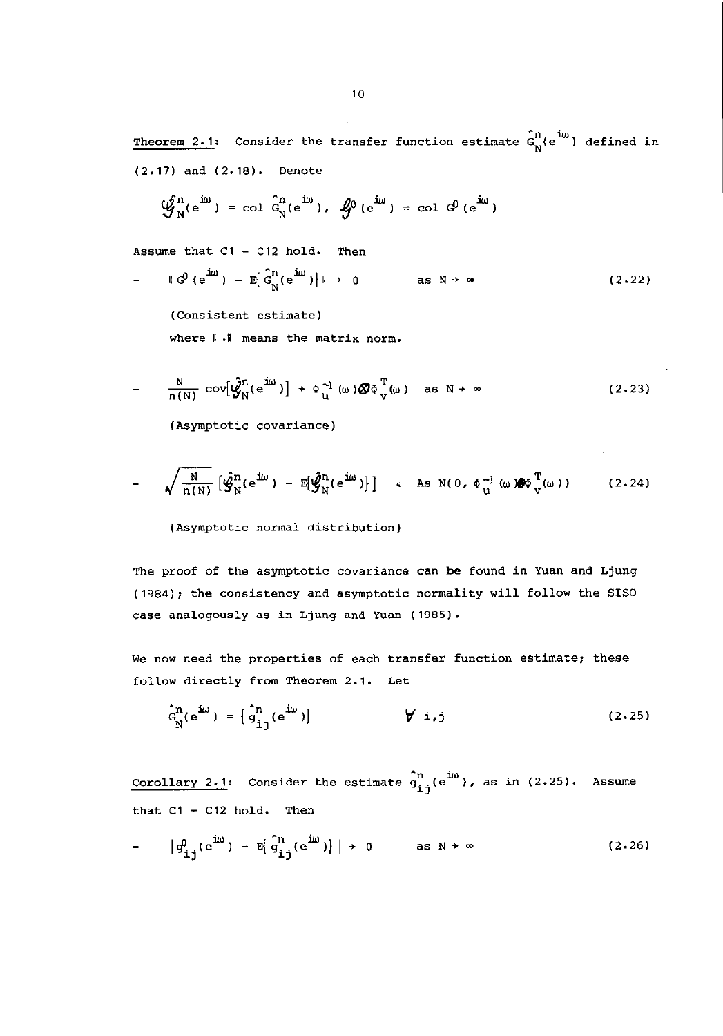Theorem 2.1: Consider the transfer function estimate $\hat{G}_N^n(e^{i\omega})$ defined in (2.17) and (2.18). Denote

$$\hat{\mathcal{G}}_N^n(e^{i\omega}) = \text{col}\ \hat{G}_N^n(e^{i\omega}),\quad \mathcal{G}^0(e^{i\omega}) = \text{col}\ G^0(e^{i\omega})$$

Assume that C1 - C12 hold. Then

- $$\| G^0(e^{i\omega}) - E[\hat{G}_N^n(e^{i\omega})] \| \to 0 \qquad \text{as } N \to \infty \tag{2.22}$$

  (Consistent estimate)

  where $\| . \|$ means the matrix norm.

- $$\frac{N}{n(N)} \text{cov}[\hat{\mathcal{G}}_N^n(e^{i\omega})] \to \Phi_u^{-1}(\omega) \otimes \Phi_v^T(\omega) \quad \text{as } N \to \infty \tag{2.23}$$

  (Asymptotic covariance)

- $$\sqrt{\frac{N}{n(N)}}\left[\hat{\mathcal{G}}_N^n(e^{i\omega}) - E[\hat{\mathcal{G}}_N^n(e^{i\omega})]\right] \in \text{As } N(0, \Phi_u^{-1}(\omega) \otimes \Phi_v^T(\omega)) \tag{2.24}$$

  (Asymptotic normal distribution)

The proof of the asymptotic covariance can be found in Yuan and Ljung (1984); the consistency and asymptotic normality will follow the SISO case analogously as in Ljung and Yuan (1985).

We now need the properties of each transfer function estimate; these follow directly from Theorem 2.1. Let

$$\hat{G}_N^n(e^{i\omega}) = \{\hat{g}_{ij}^n(e^{i\omega})\} \qquad \forall\ i,j \tag{2.25}$$

Corollary 2.1: Consider the estimate $\hat{g}_{ij}^n(e^{i\omega})$, as in (2.25). Assume that C1 - C12 hold. Then

- $$| g_{ij}^0(e^{i\omega}) - E[\hat{g}_{ij}^n(e^{i\omega})] | \to 0 \qquad \text{as } N \to \infty \tag{2.26}$$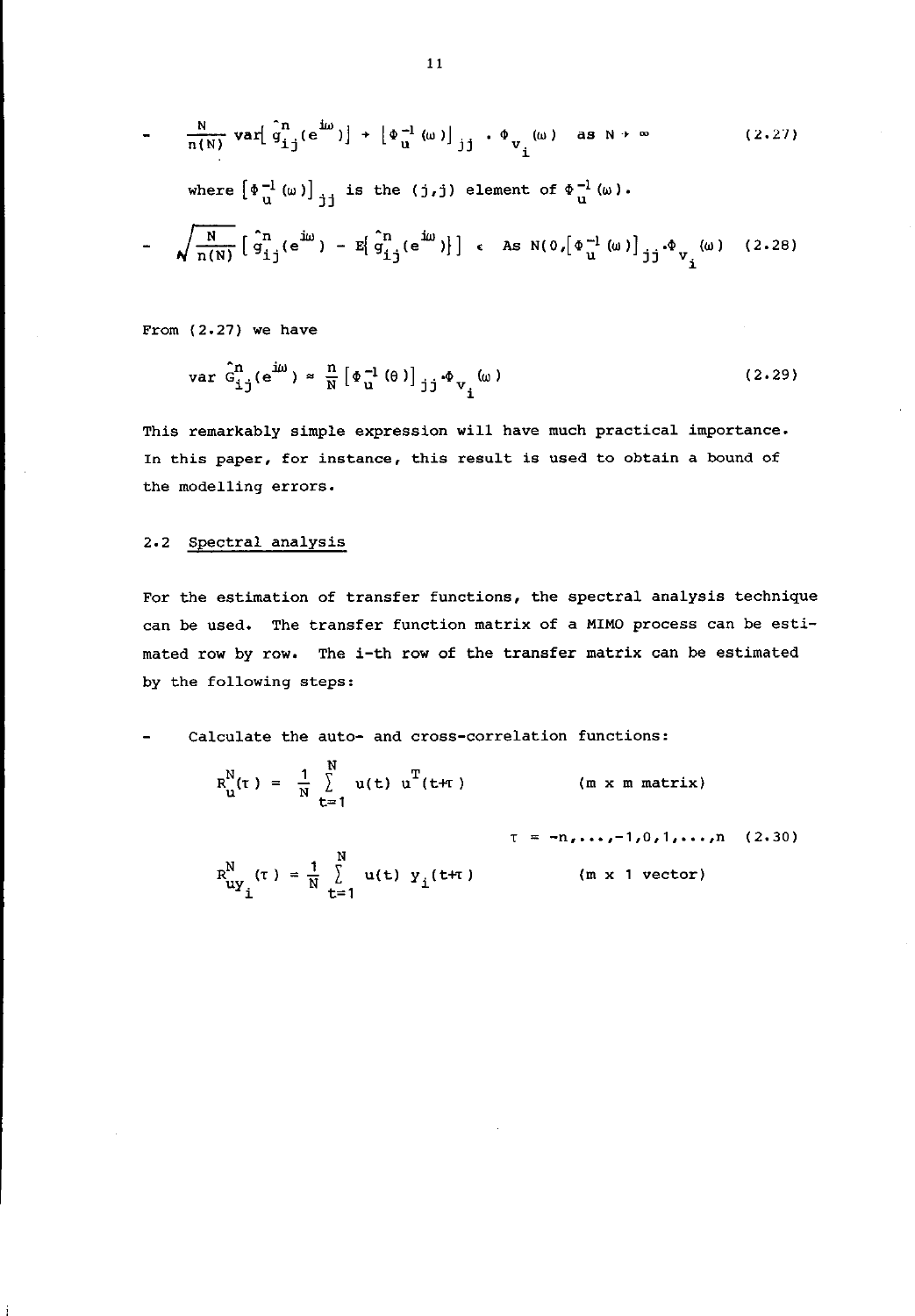- $$\frac{N}{n(N)} \operatorname{var}[\hat{g}^n_{ij}(e^{i\omega})] \to [\Phi_u^{-1}(\omega)]_{jj} \cdot \Phi_{v_i}(\omega) \quad \text{as } N \to \infty \tag{2.27}$$

  where $[\Phi_u^{-1}(\omega)]_{jj}$ is the $(j,j)$ element of $\Phi_u^{-1}(\omega)$.

- $$\sqrt{\frac{N}{n(N)}} [\hat{g}^n_{ij}(e^{i\omega}) - E\{\hat{g}^n_{ij}(e^{i\omega})\}] \in \text{As } N(0,[\Phi_u^{-1}(\omega)]_{jj} \cdot \Phi_{v_i}(\omega) \tag{2.28}$$

From (2.27) we have

$$\operatorname{var} \hat{G}^n_{ij}(e^{i\omega}) \approx \frac{n}{N} [\Phi_u^{-1}(\theta)]_{jj} \cdot \Phi_{v_i}(\omega) \tag{2.29}$$

This remarkably simple expression will have much practical importance. In this paper, for instance, this result is used to obtain a bound of the modelling errors.

## 2.2 Spectral analysis

For the estimation of transfer functions, the spectral analysis technique can be used. The transfer function matrix of a MIMO process can be estimated row by row. The i-th row of the transfer matrix can be estimated by the following steps:

- Calculate the auto- and cross-correlation functions:

$$R_u^N(\tau) = \frac{1}{N} \sum_{t=1}^{N} u(t)\, u^T(t+\tau) \qquad (m \times m \text{ matrix})$$

$$\tau = -n, \ldots, -1, 0, 1, \ldots, n \tag{2.30}$$

$$R_{uy_i}^N(\tau) = \frac{1}{N} \sum_{t=1}^{N} u(t)\, y_i(t+\tau) \qquad (m \times 1 \text{ vector})$$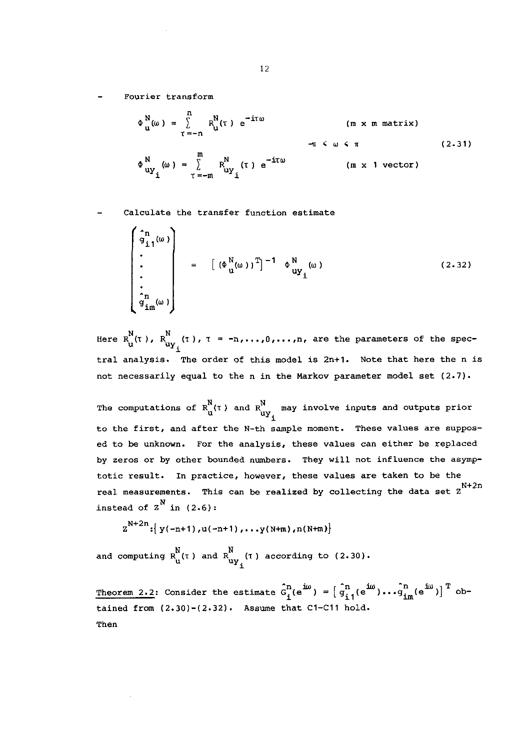- Fourier transform

$$\Phi_u^N(\omega) = \sum_{\tau=-n}^{n} R_u^N(\tau)\, e^{-i\tau\omega} \qquad \text{(m x m matrix)}$$

$$-\pi \leqslant \omega \leqslant \pi \qquad (2.31)$$

$$\Phi_{uy_i}^N(\omega) = \sum_{\tau=-m}^{m} R_{uy_i}^N(\tau)\, e^{-i\tau\omega} \qquad \text{(m x 1 vector)}$$

- Calculate the transfer function estimate

$$\begin{bmatrix} \hat{g}_{i1}^n(\omega) \\ \cdot \\ \cdot \\ \cdot \\ \cdot \\ \hat{g}_{im}^n(\omega) \end{bmatrix} = \left[ (\Phi_u^N(\omega))^T \right]^{-1} \Phi_{uy_i}^N(\omega) \qquad (2.32)$$

Here $R_u^N(\tau)$, $R_{uy_i}^N(\tau)$, $\tau = -n,\ldots,0,\ldots,n$, are the parameters of the spectral analysis. The order of this model is $2n+1$. Note that here the $n$ is not necessarily equal to the $n$ in the Markov parameter model set (2.7).

The computations of $R_u^N(\tau)$ and $R_{uy_i}^N$ may involve inputs and outputs prior to the first, and after the N-th sample moment. These values are supposed to be unknown. For the analysis, these values can either be replaced by zeros or by other bounded numbers. They will not influence the asymptotic result. In practice, however, these values are taken to be the real measurements. This can be realized by collecting the data set $Z^{N+2n}$ instead of $Z^N$ in (2.6):

$$Z^{N+2n}:\{\, y(-n+1), u(-n+1), \ldots y(N+m), n(N+m) \}$$

and computing $R_u^N(\tau)$ and $R_{uy_i}^N(\tau)$ according to (2.30).

Theorem 2.2: Consider the estimate $\hat{G}_i^n(e^{i\omega}) = \left[\, \hat{g}_{i1}^n(e^{i\omega}) \ldots \hat{g}_{im}^n(e^{i\omega}) \right]^T$ obtained from (2.30)-(2.32). Assume that C1-C11 hold.

Then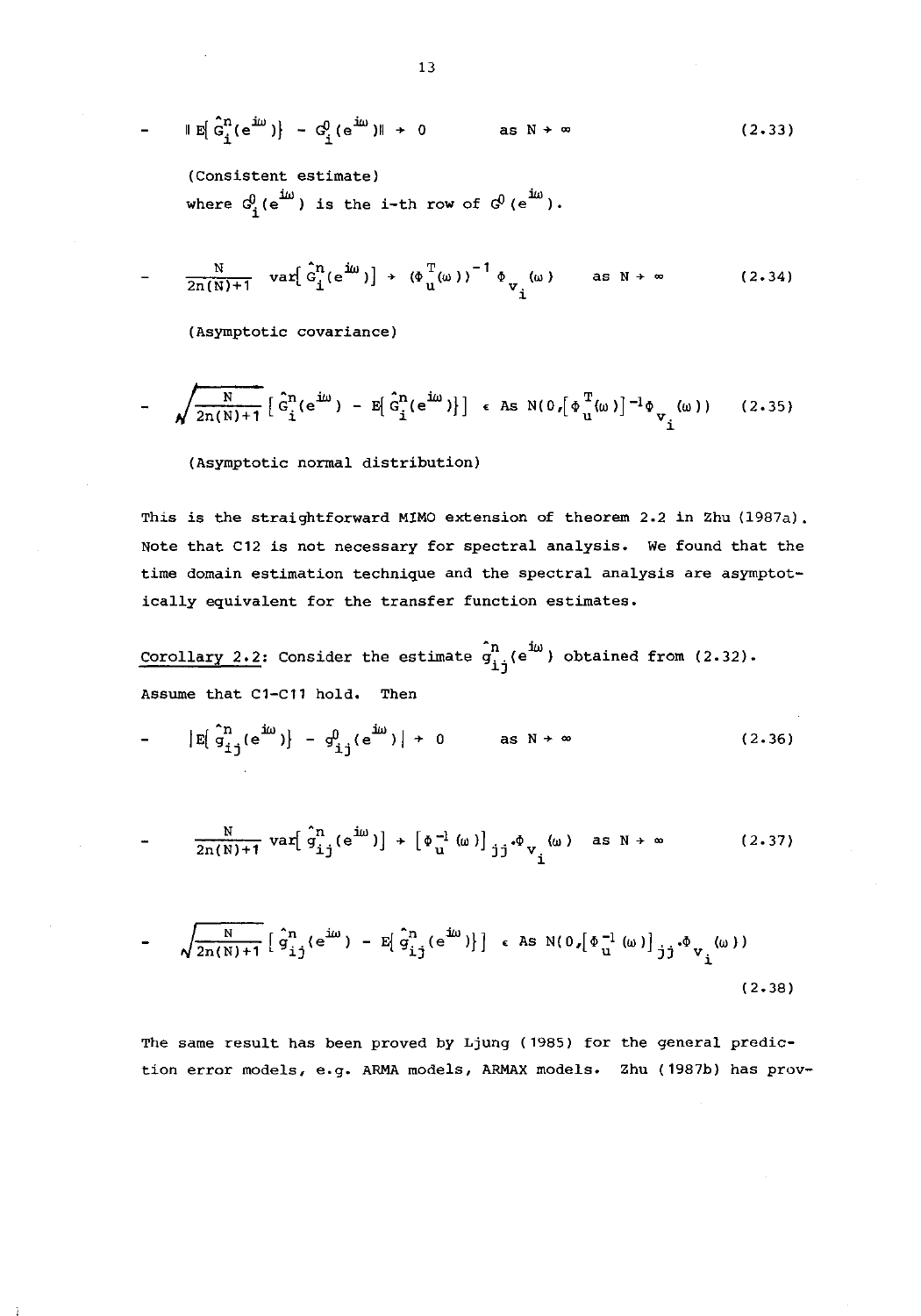- $$\| E\{ \hat{G}_i^n(e^{i\omega})\} - G_i^0(e^{i\omega})\| \to 0 \qquad \text{as } N \to \infty \tag{2.33}$$

(Consistent estimate)

where $G_i^0(e^{i\omega})$ is the i-th row of $G^0(e^{i\omega})$.

- $$\frac{N}{2n(N)+1} \operatorname{var}[\hat{G}_i^n(e^{i\omega})] \to (\Phi_u^T(\omega))^{-1}\Phi_{v_i}(\omega) \qquad \text{as } N \to \infty \tag{2.34}$$

(Asymptotic covariance)

- $$\sqrt{\frac{N}{2n(N)+1}}\left[\hat{G}_i^n(e^{i\omega}) - E\{\hat{G}_i^n(e^{i\omega})\}\right] \in \text{As } N(0,[\Phi_u^T(\omega)]^{-1}\Phi_{v_i}(\omega)) \tag{2.35}$$

(Asymptotic normal distribution)

This is the straightforward MIMO extension of theorem 2.2 in Zhu (1987a). Note that C12 is not necessary for spectral analysis. We found that the time domain estimation technique and the spectral analysis are asymptotically equivalent for the transfer function estimates.

<u>Corollary 2.2</u>: Consider the estimate $\hat{g}_{ij}^n(e^{i\omega})$ obtained from (2.32). Assume that C1-C11 hold. Then

- $$|E\{\hat{g}_{ij}^n(e^{i\omega})\} - g_{ij}^0(e^{i\omega})| \to 0 \qquad \text{as } N \to \infty \tag{2.36}$$

- $$\frac{N}{2n(N)+1} \operatorname{var}[\hat{g}_{ij}^n(e^{i\omega})] \to [\Phi_u^{-1}(\omega)]_{jj}\cdot\Phi_{v_i}(\omega) \qquad \text{as } N \to \infty \tag{2.37}$$

- $$\sqrt{\frac{N}{2n(N)+1}}\left[\hat{g}_{ij}^n(e^{i\omega}) - E\{\hat{g}_{ij}^n(e^{i\omega})\}\right] \in \text{As } N(0,[\Phi_u^{-1}(\omega)]_{jj}\cdot\Phi_{v_i}(\omega)) \tag{2.38}$$

The same result has been proved by Ljung (1985) for the general prediction error models, e.g. ARMA models, ARMAX models. Zhu (1987b) has prov-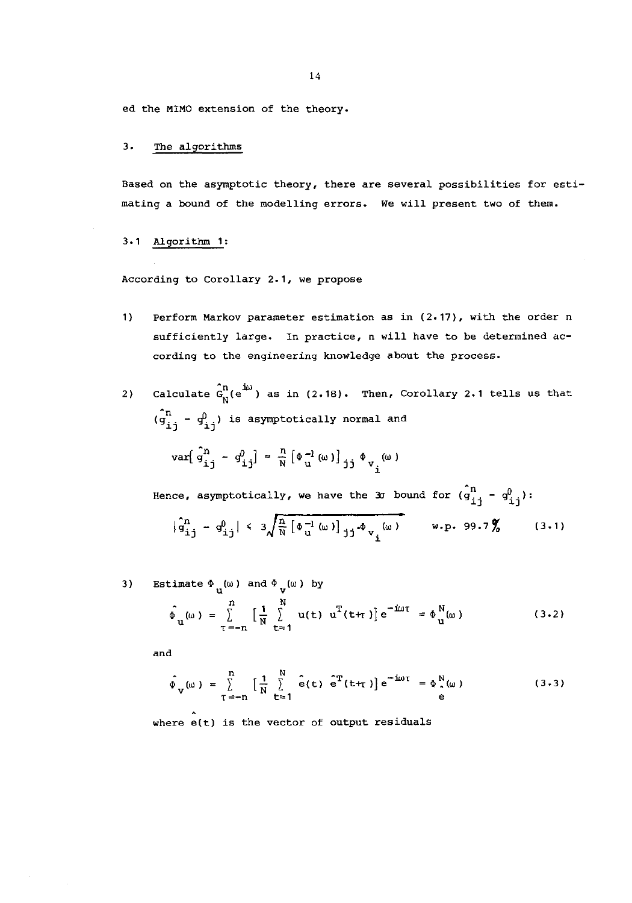ed the MIMO extension of the theory.

## 3. The algorithms

Based on the asymptotic theory, there are several possibilities for estimating a bound of the modelling errors. We will present two of them.

### 3.1 Algorithm 1:

According to Corollary 2.1, we propose

1) Perform Markov parameter estimation as in (2.17), with the order n sufficiently large. In practice, n will have to be determined according to the engineering knowledge about the process.

2) Calculate $\hat{G}^n_N(e^{i\omega})$ as in (2.18). Then, Corollary 2.1 tells us that $(\hat{g}^n_{ij} - g^0_{ij})$ is asymptotically normal and

$$\text{var}\left[\hat{g}^n_{ij} - g^0_{ij}\right] \approx \frac{n}{N}\left[\Phi_u^{-1}(\omega)\right]_{jj}\Phi_{v_i}(\omega)$$

Hence, asymptotically, we have the $3\sigma$ bound for $(\hat{g}^n_{ij} - g^0_{ij})$:

$$|\hat{g}^n_{ij} - g^0_{ij}| \leq 3\sqrt{\frac{n}{N}\left[\Phi_u^{-1}(\omega)\right]_{jj}\cdot\Phi_{v_i}(\omega)} \qquad \text{w.p. } 99.7\% \tag{3.1}$$

3) Estimate $\Phi_u(\omega)$ and $\Phi_v(\omega)$ by

$$\hat{\Phi}_u(\omega) = \sum_{\tau=-n}^{n}\left[\frac{1}{N}\sum_{t=1}^{N} u(t)\,u^T(t+\tau)\right]e^{-i\omega\tau} = \Phi_u^N(\omega) \tag{3.2}$$

and

$$\hat{\Phi}_v(\omega) = \sum_{\tau=-n}^{n}\left[\frac{1}{N}\sum_{t=1}^{N} \hat{e}(t)\,\hat{e}^T(t+\tau)\right]e^{-i\omega\tau} = \Phi_{\hat{e}}^N(\omega) \tag{3.3}$$

where $\hat{e}(t)$ is the vector of output residuals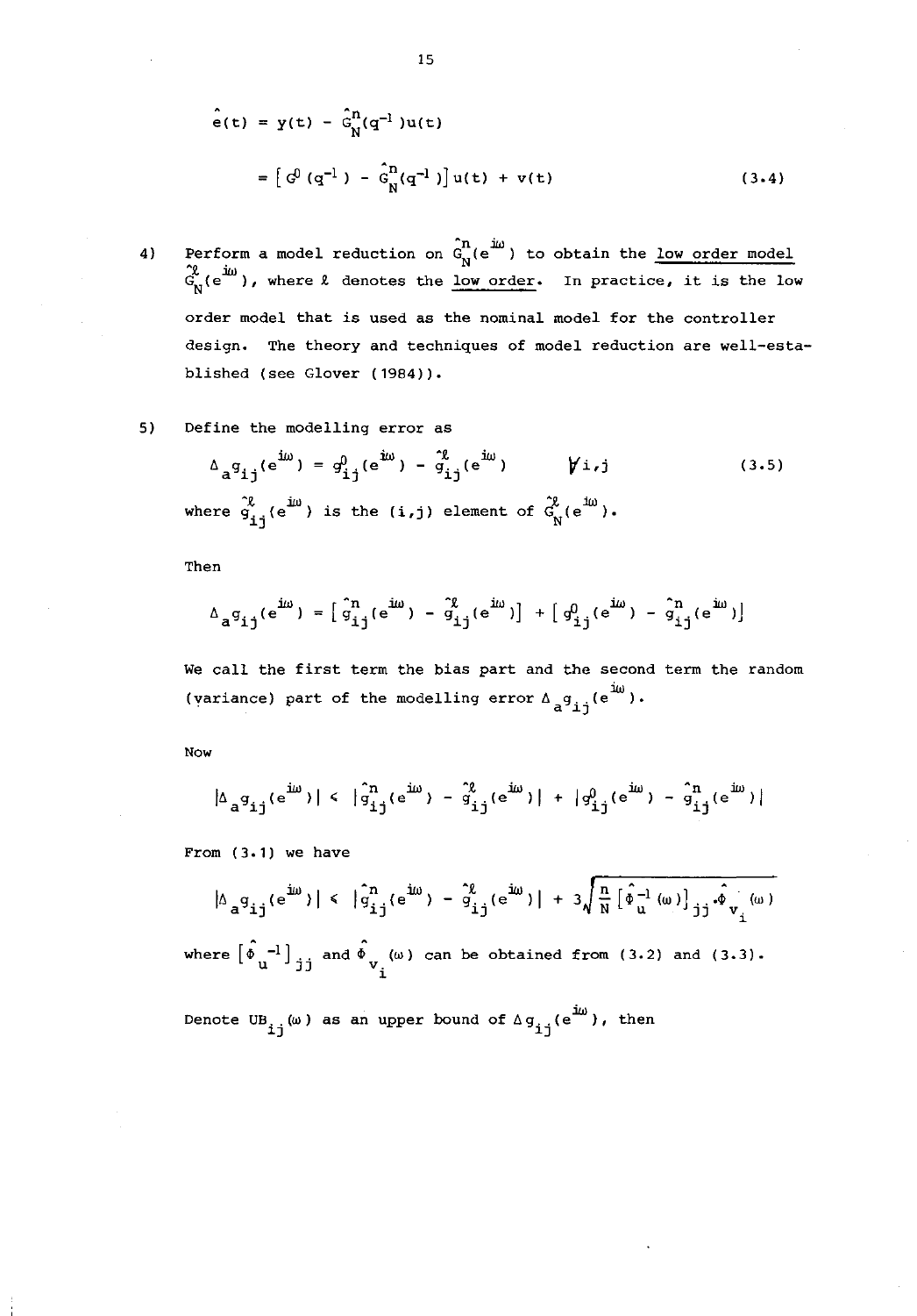$$\hat{e}(t) = y(t) - \hat{G}_N^n(q^{-1})u(t)$$

$$= \left[ G^0(q^{-1}) - \hat{G}_N^n(q^{-1}) \right] u(t) + v(t) \tag{3.4}$$

4) Perform a model reduction on $\hat{G}_N^n(e^{i\omega})$ to obtain the <u>low order model</u> $\hat{G}_N^\ell(e^{i\omega})$, where $\ell$ denotes the <u>low order</u>. In practice, it is the low order model that is used as the nominal model for the controller design. The theory and techniques of model reduction are well-established (see Glover (1984)).

5) Define the modelling error as

$$\Delta_a g_{ij}(e^{i\omega}) = g_{ij}^0(e^{i\omega}) - \hat{g}_{ij}^\ell(e^{i\omega}) \qquad \forall i,j \tag{3.5}$$

where $\hat{g}_{ij}^\ell(e^{i\omega})$ is the $(i,j)$ element of $\hat{G}_N^\ell(e^{i\omega})$.

Then

$$\Delta_a g_{ij}(e^{i\omega}) = \left[ \hat{g}_{ij}^n(e^{i\omega}) - \hat{g}_{ij}^\ell(e^{i\omega}) \right] + \left[ g_{ij}^0(e^{i\omega}) - \hat{g}_{ij}^n(e^{i\omega}) \right]$$

We call the first term the bias part and the second term the random (variance) part of the modelling error $\Delta_a g_{ij}(e^{i\omega})$.

Now

$$|\Delta_a g_{ij}(e^{i\omega})| \leq |\hat{g}_{ij}^n(e^{i\omega}) - \hat{g}_{ij}^\ell(e^{i\omega})| + |g_{ij}^0(e^{i\omega}) - \hat{g}_{ij}^n(e^{i\omega})|$$

From (3.1) we have

$$|\Delta_a g_{ij}(e^{i\omega})| \leq |\hat{g}_{ij}^n(e^{i\omega}) - \hat{g}_{ij}^\ell(e^{i\omega})| + 3\sqrt{\frac{n}{N} \left[ \hat{\Phi}_u^{-1}(\omega) \right]_{jj} \cdot \hat{\Phi}_{v_i}(\omega)}$$

where $\left[ \hat{\Phi}_u^{-1} \right]_{jj}$ and $\hat{\Phi}_{v_i}(\omega)$ can be obtained from (3.2) and (3.3).

Denote $UB_{ij}(\omega)$ as an upper bound of $\Delta g_{ij}(e^{i\omega})$, then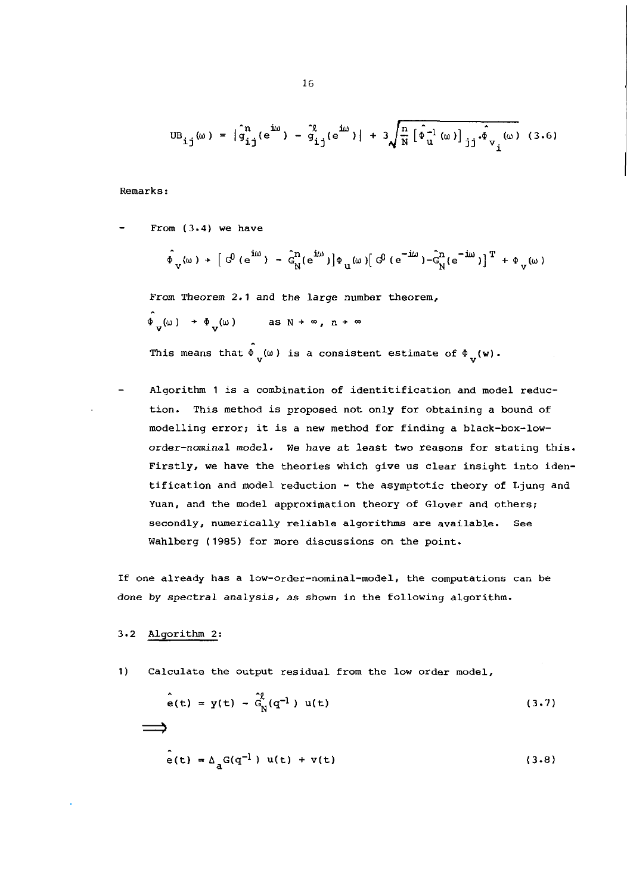$$UB_{ij}(\omega) = |\hat{g}^{n}_{ij}(e^{i\omega}) - \hat{g}^{\ell}_{ij}(e^{i\omega})| + 3\sqrt{\frac{n}{N}[\hat{\Phi}_u^{-1}(\omega)]_{jj}\cdot\hat{\Phi}_{v_i}(\omega)} \quad (3.6)$$

Remarks:

- From (3.4) we have

  $$\hat{\Phi}_v(\omega) \rightarrow [G^0(e^{i\omega}) - \hat{G}^n_N(e^{i\omega})]\Phi_u(\omega)[G^0(e^{-i\omega}) - \hat{G}^n_N(e^{-i\omega})]^T + \Phi_v(\omega)$$

  From Theorem 2.1 and the large number theorem,

  $$\hat{\Phi}_v(\omega) \rightarrow \Phi_v(\omega) \qquad \text{as } N \rightarrow \infty,\ n \rightarrow \infty$$

  This means that $\hat{\Phi}_v(\omega)$ is a consistent estimate of $\Phi_v(w)$.

- Algorithm 1 is a combination of identitification and model reduction. This method is proposed not only for obtaining a bound of modelling error; it is a new method for finding a *black-box-low-order-nominal model*. We have at least two reasons for stating this. Firstly, we have the theories which give us clear insight into identification and model reduction - the asymptotic theory of Ljung and Yuan, and the model approximation theory of Glover and others; secondly, numerically reliable algorithms are available. See Wahlberg (1985) for more discussions on the point.

If one already has a low-order-nominal-model, the computations can be done by spectral analysis, as shown in the following algorithm.

## 3.2 Algorithm 2:

1) Calculate the output residual from the low order model,

$$\hat{e}(t) = y(t) - \hat{G}^{\ell}_N(q^{-1})\,u(t) \quad (3.7)$$

$$\Longrightarrow$$

$$\hat{e}(t) = \Delta_a G(q^{-1})\,u(t) + v(t) \quad (3.8)$$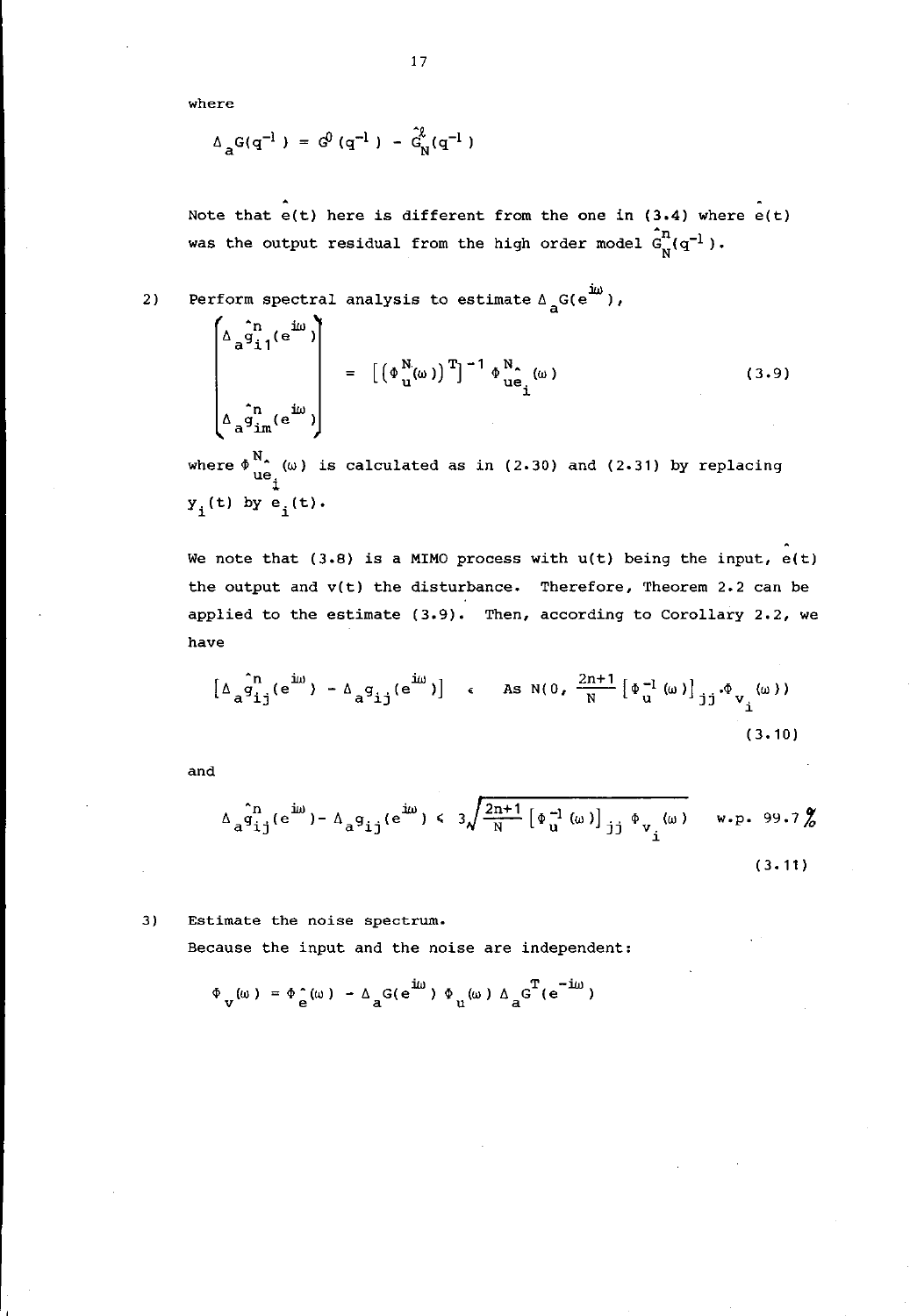where

$$\Delta_a G(q^{-1}) = G^0(q^{-1}) - \hat{G}_N^{\ell}(q^{-1})$$

Note that $\hat{e}(t)$ here is different from the one in (3.4) where $\hat{e}(t)$ was the output residual from the high order model $\hat{G}_N^n(q^{-1})$.

2) Perform spectral analysis to estimate $\Delta_a G(e^{i\omega})$,

$$\begin{pmatrix} \Delta_a \hat{g}_{i1}^n(e^{i\omega}) \\ \\ \vdots \\ \\ \Delta_a \hat{g}_{im}^n(e^{i\omega}) \end{pmatrix} = \left[ \left( \Phi_u^N(\omega) \right)^T \right]^{-1} \Phi_{u\hat{e}_i}^N(\omega) \tag{3.9}$$

where $\Phi_{u\hat{e}_i}^N(\omega)$ is calculated as in (2.30) and (2.31) by replacing $y_i(t)$ by $e_i(t)$.

We note that (3.8) is a MIMO process with $u(t)$ being the input, $\hat{e}(t)$ the output and $v(t)$ the disturbance. Therefore, Theorem 2.2 can be applied to the estimate (3.9). Then, according to Corollary 2.2, we have

$$\left[ \Delta_a \hat{g}_{ij}^n(e^{i\omega}) - \Delta_a g_{ij}(e^{i\omega}) \right] \in \text{As } N\left(0, \frac{2n+1}{N} \left[ \Phi_u^{-1}(\omega) \right]_{jj} \cdot \Phi_{v_i}(\omega) \right) \tag{3.10}$$

and

$$\Delta_a \hat{g}_{ij}^n(e^{i\omega}) - \Delta_a g_{ij}(e^{i\omega}) \leq 3 \sqrt{\frac{2n+1}{N} \left[ \Phi_u^{-1}(\omega) \right]_{jj} \Phi_{v_i}(\omega)} \quad \text{w.p. } 99.7\% \tag{3.11}$$

3) Estimate the noise spectrum.

Because the input and the noise are independent:

$$\Phi_v(\omega) = \Phi_{\hat{e}}(\omega) - \Delta_a G(e^{i\omega}) \, \Phi_u(\omega) \, \Delta_a G^T(e^{-i\omega})$$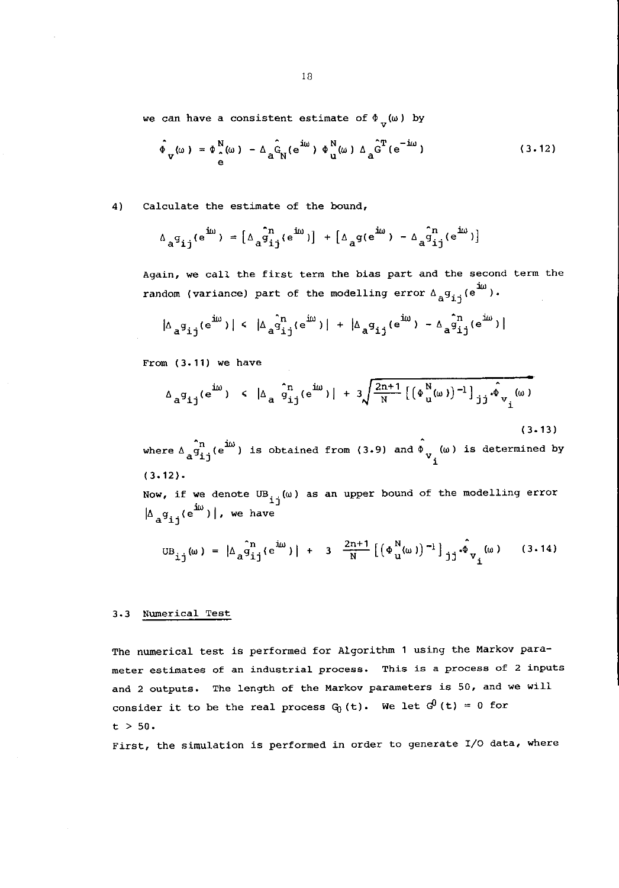we can have a consistent estimate of $\Phi_v(\omega)$ by

$$\hat{\Phi}_v(\omega) = \Phi^N_{\hat{e}}(\omega) - \Delta_a\hat{G}_N(e^{i\omega})\,\Phi^N_u(\omega)\,\Delta_a\hat{G}^T(e^{-i\omega}) \tag{3.12}$$

4) Calculate the estimate of the bound,

$$\Delta_a g_{ij}(e^{i\omega}) = \left[\Delta_a\hat{g}^n_{ij}(e^{i\omega})\right] + \left[\Delta_a g(e^{i\omega}) - \Delta_a\hat{g}^n_{ij}(e^{i\omega})\right]$$

Again, we call the first term the bias part and the second term the random (variance) part of the modelling error $\Delta_a g_{ij}(e^{i\omega})$.

$$|\Delta_a g_{ij}(e^{i\omega})| \leq |\Delta_a\hat{g}^n_{ij}(e^{i\omega})| + |\Delta_a g_{ij}(e^{i\omega}) - \Delta_a\hat{g}^n_{ij}(e^{i\omega})|$$

From (3.11) we have

$$\Delta_a g_{ij}(e^{i\omega}) \leq |\Delta_a\,\hat{g}^n_{ij}(e^{i\omega})| + 3\sqrt{\frac{2n+1}{N}\left[(\Phi^N_u(\omega))^{-1}\right]_{jj}\cdot\hat{\Phi}_{v_i}(\omega)} \tag{3.13}$$

where $\Delta_a\hat{g}^n_{ij}(e^{i\omega})$ is obtained from (3.9) and $\hat{\Phi}_{v_i}(\omega)$ is determined by (3.12).

Now, if we denote $UB_{ij}(\omega)$ as an upper bound of the modelling error $|\Delta_a g_{ij}(e^{i\omega})|$, we have

$$UB_{ij}(\omega) = |\Delta_a\hat{g}^n_{ij}(e^{i\omega})| + 3\,\frac{2n+1}{N}\left[(\Phi^N_u(\omega))^{-1}\right]_{jj}\cdot\hat{\Phi}_{v_i}(\omega) \tag{3.14}$$

## 3.3 Numerical Test

The numerical test is performed for Algorithm 1 using the Markov parameter estimates of an industrial process. This is a process of 2 inputs and 2 outputs. The length of the Markov parameters is 50, and we will consider it to be the real process $G_0(t)$. We let $G^0(t) = 0$ for $t > 50$.

First, the simulation is performed in order to generate I/O data, where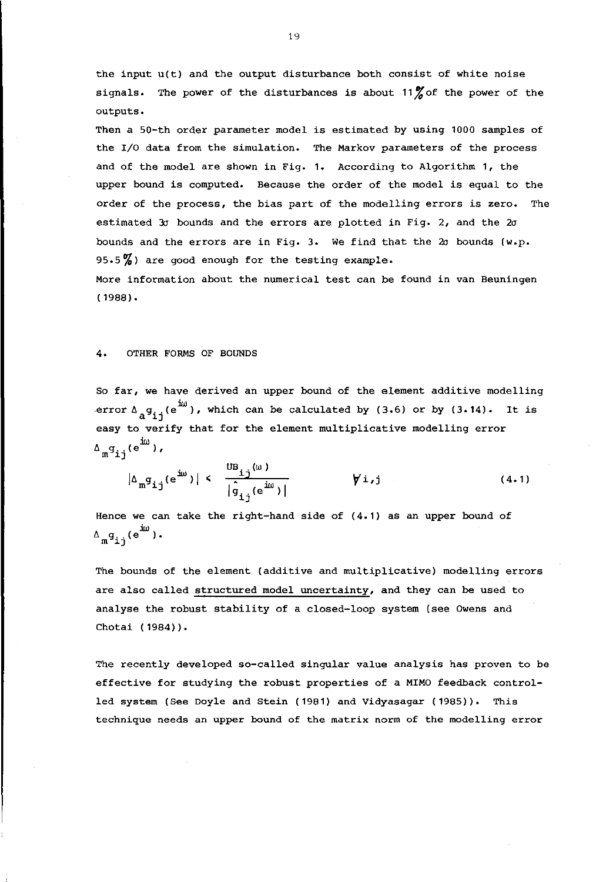the input u(t) and the output disturbance both consist of white noise signals. The power of the disturbances is about 11% of the power of the outputs.

Then a 50-th order parameter model is estimated by using 1000 samples of the I/O data from the simulation. The Markov parameters of the process and of the model are shown in Fig. 1. According to Algorithm 1, the upper bound is computed. Because the order of the model is equal to the order of the process, the bias part of the modelling errors is zero. The estimated $3\sigma$ bounds and the errors are plotted in Fig. 2, and the $2\sigma$ bounds and the errors are in Fig. 3. We find that the $2\sigma$ bounds (w.p. 95.5%) are good enough for the testing example.

More information about the numerical test can be found in van Beuningen (1988).

## 4. OTHER FORMS OF BOUNDS

So far, we have derived an upper bound of the element additive modelling error $\Delta_a g_{ij}(e^{i\omega})$, which can be calculated by (3.6) or by (3.14). It is easy to verify that for the element multiplicative modelling error $\Delta_m g_{ij}(e^{i\omega})$,

$$|\Delta_m g_{ij}(e^{i\omega})| < \frac{UB_{ij}(\omega)}{|\hat{g}_{ij}(e^{i\omega})|} \qquad \forall i,j \tag{4.1}$$

Hence we can take the right-hand side of (4.1) as an upper bound of $\Delta_m g_{ij}(e^{i\omega})$.

The bounds of the element (additive and multiplicative) modelling errors are also called <u>structured model uncertainty</u>, and they can be used to analyse the robust stability of a closed-loop system (see Owens and Chotai (1984)).

The recently developed so-called singular value analysis has proven to be effective for studying the robust properties of a MIMO feedback controlled system (See Doyle and Stein (1981) and Vidyasagar (1985)). This technique needs an upper bound of the matrix norm of the modelling error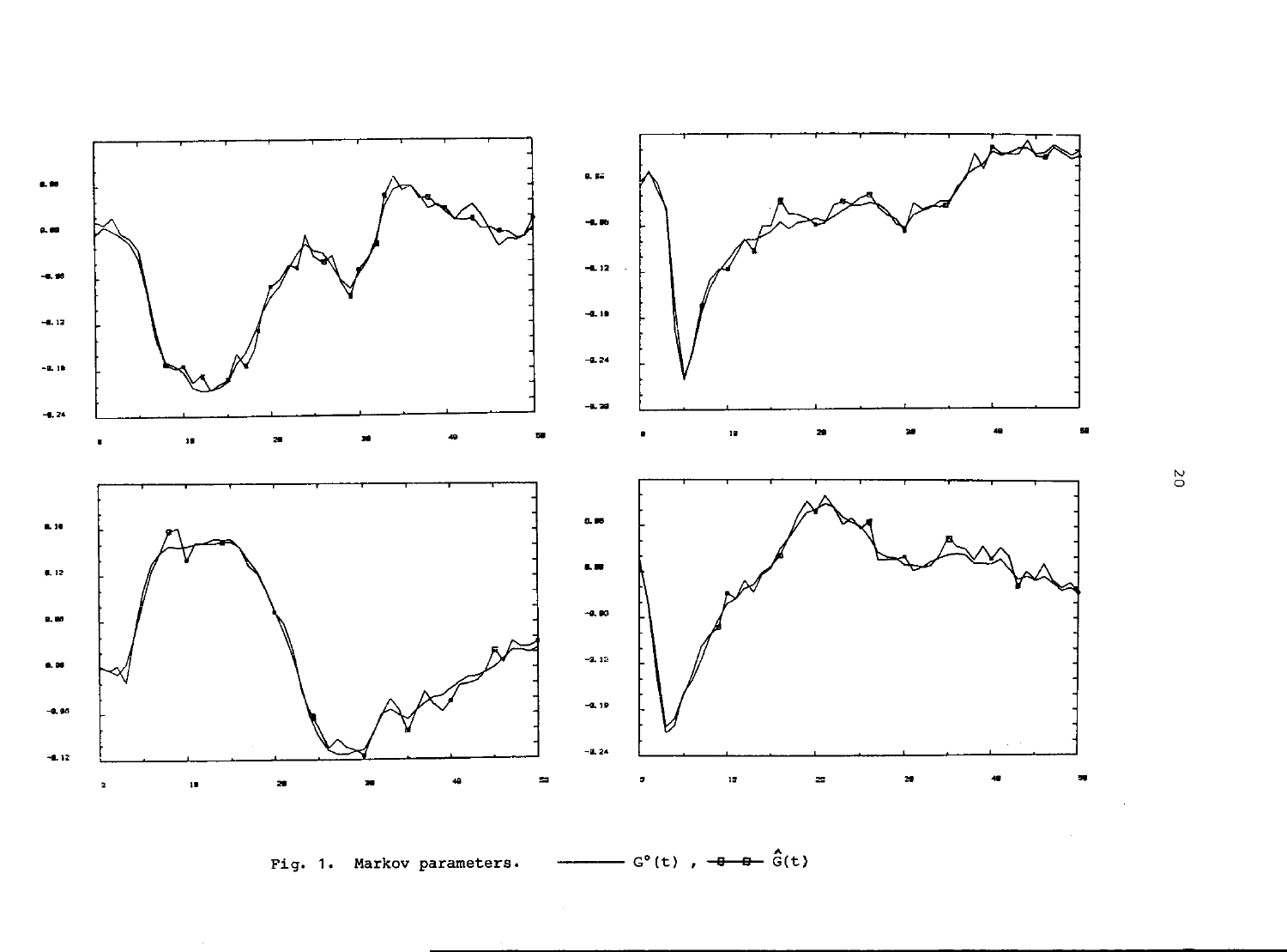Fig. 1. Markov parameters. ——— $G^{\circ}(t)$ , —□—□— $\hat{G}(t)$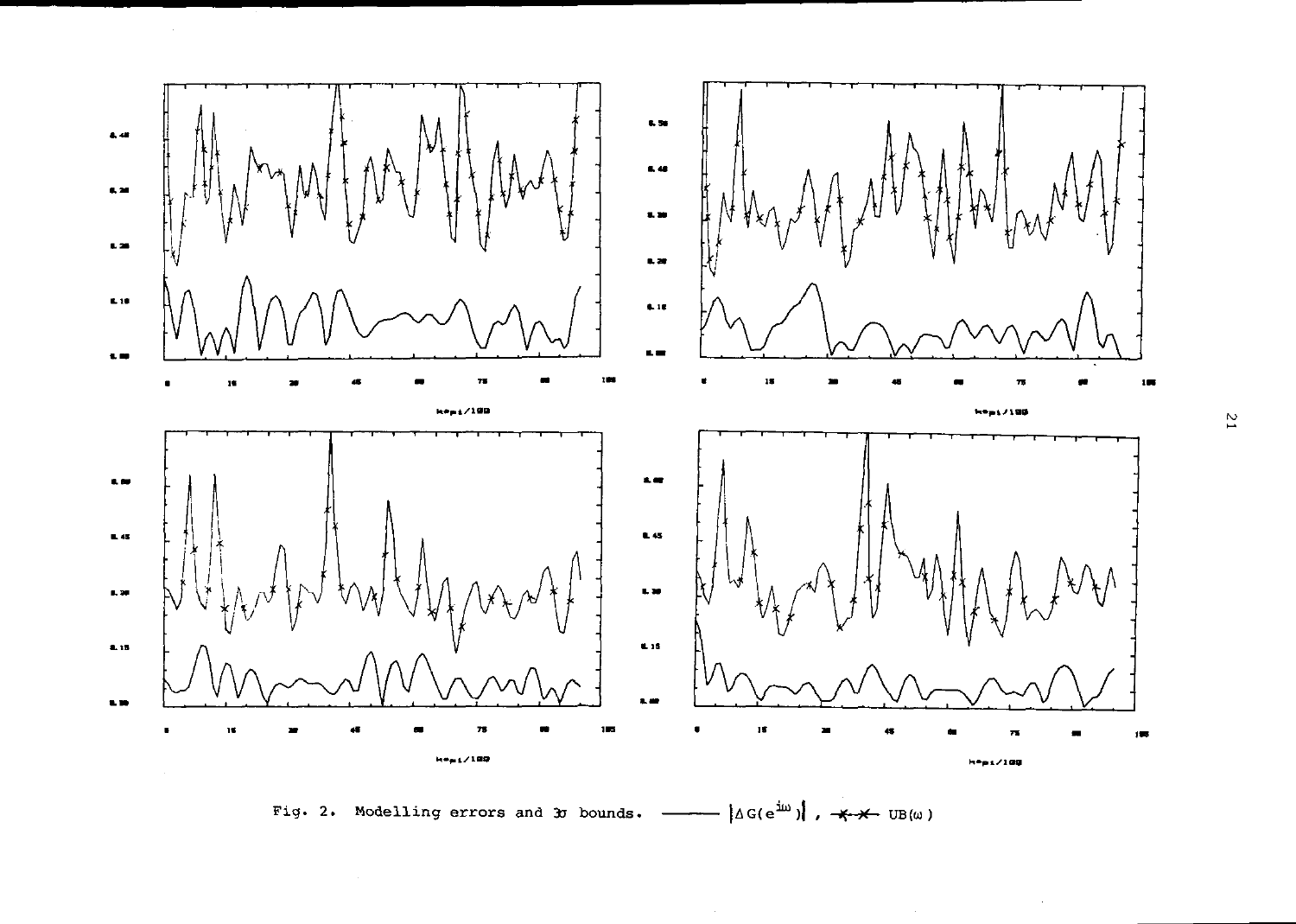Fig. 2. Modelling errors and $3\sigma$ bounds. ——— $|\Delta G(e^{i\omega})|$ , -x-x- $UB(\omega)$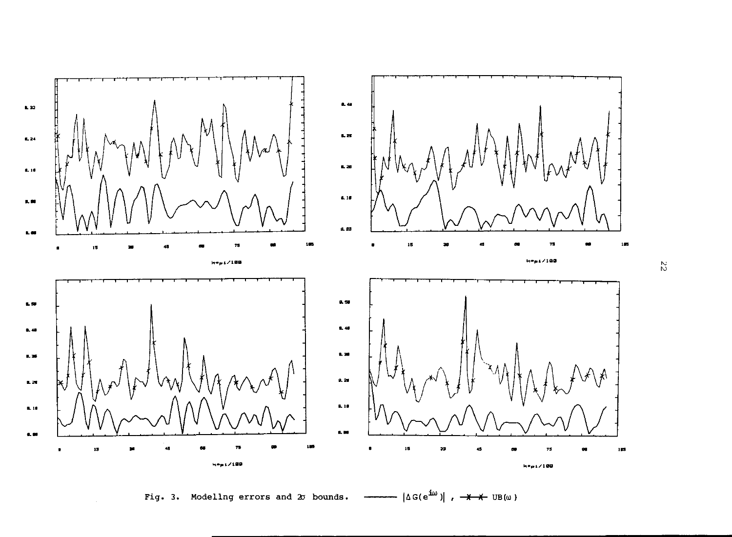Fig. 3. Modelling errors and $2\sigma$ bounds. ——— $|\Delta G(e^{i\omega})|$ , —✕—✕— $UB(\omega)$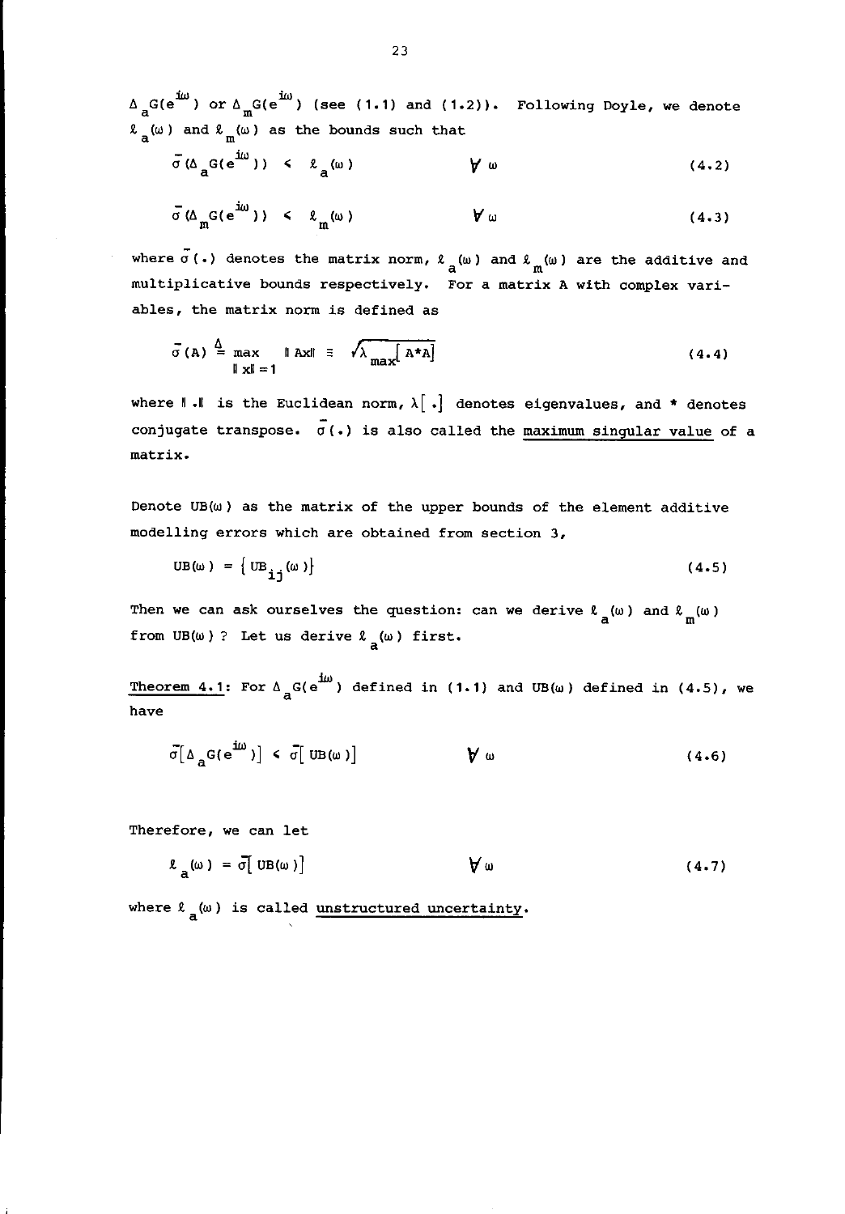$\Delta_a G(e^{i\omega})$ or $\Delta_m G(e^{i\omega})$ (see (1.1) and (1.2)). Following Doyle, we denote $\ell_a(\omega)$ and $\ell_m(\omega)$ as the bounds such that

$$\bar{\sigma}(\Delta_a G(e^{i\omega})) \leq \ell_a(\omega) \qquad \forall\ \omega \tag{4.2}$$

$$\bar{\sigma}(\Delta_m G(e^{i\omega})) \leq \ell_m(\omega) \qquad \forall\ \omega \tag{4.3}$$

where $\bar{\sigma}(\cdot)$ denotes the matrix norm, $\ell_a(\omega)$ and $\ell_m(\omega)$ are the additive and multiplicative bounds respectively. For a matrix A with complex variables, the matrix norm is defined as

$$\bar{\sigma}(A) \overset{\Delta}{=} \max_{\|x\|=1} \|Ax\| \equiv \sqrt{\lambda_{max}[A^*A]} \tag{4.4}$$

where $\|\cdot\|$ is the Euclidean norm, $\lambda[\cdot]$ denotes eigenvalues, and * denotes conjugate transpose. $\bar{\sigma}(\cdot)$ is also called the <u>maximum singular value</u> of a matrix.

Denote $UB(\omega)$ as the matrix of the upper bounds of the element additive modelling errors which are obtained from section 3,

$$UB(\omega) = \{UB_{ij}(\omega)\} \tag{4.5}$$

Then we can ask ourselves the question: can we derive $\ell_a(\omega)$ and $\ell_m(\omega)$ from $UB(\omega)$ ? Let us derive $\ell_a(\omega)$ first.

<u>Theorem 4.1</u>: For $\Delta_a G(e^{i\omega})$ defined in (1.1) and $UB(\omega)$ defined in (4.5), we have

$$\bar{\sigma}[\Delta_a G(e^{i\omega})] \leq \bar{\sigma}[UB(\omega)] \qquad \forall\ \omega \tag{4.6}$$

Therefore, we can let

$$\ell_a(\omega) = \bar{\sigma}[UB(\omega)] \qquad \forall\ \omega \tag{4.7}$$

where $\ell_a(\omega)$ is called <u>unstructured uncertainty</u>.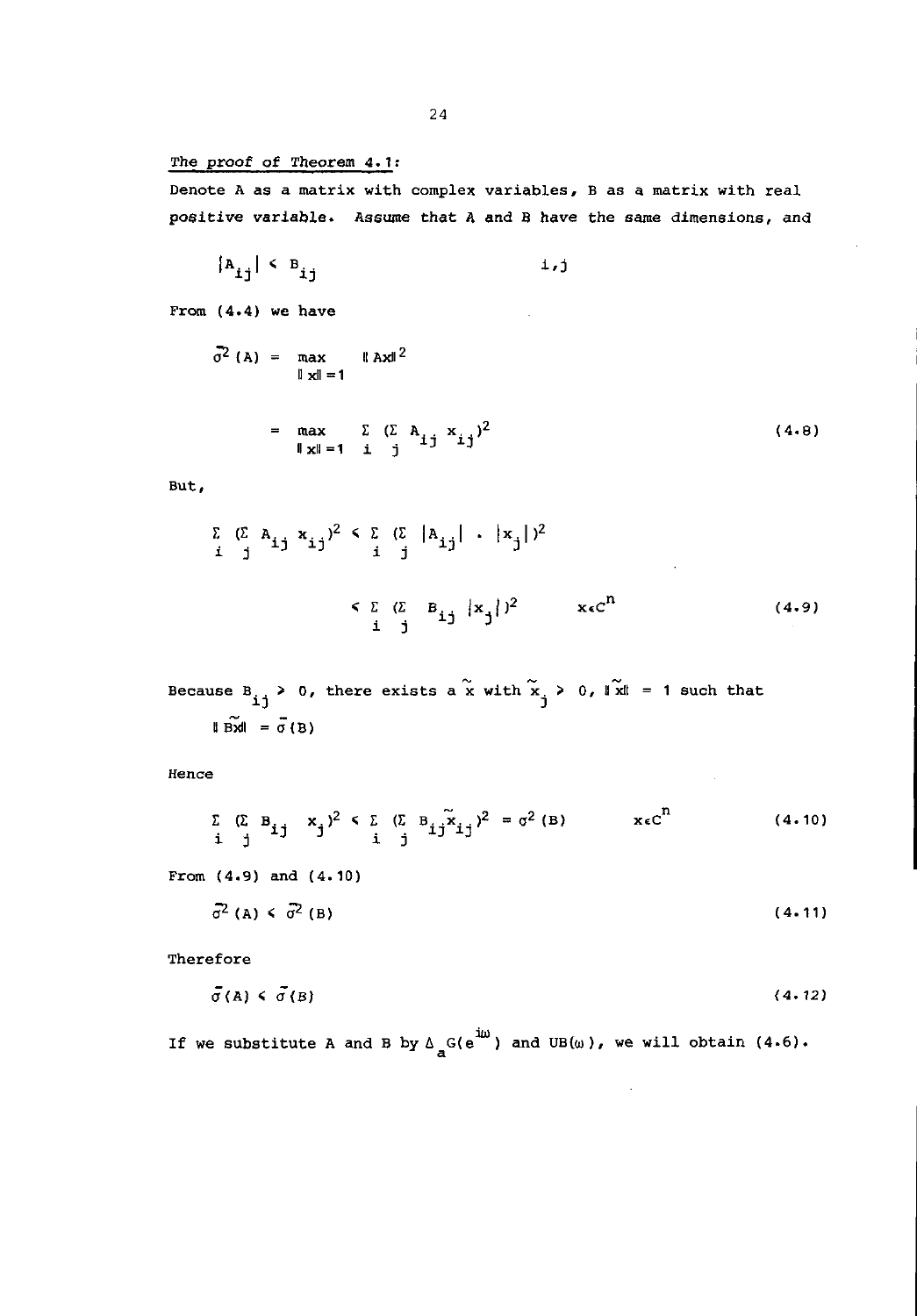*The proof of Theorem 4.1:*

Denote A as a matrix with complex variables, B as a matrix with real positive variable. Assume that A and B have the same dimensions, and

$$|A_{ij}| \leq B_{ij} \qquad\qquad i,j$$

From (4.4) we have

$$\bar{\sigma}^2(A) = \max_{\|x\|=1} \|Ax\|^2$$

$$= \max_{\|x\|=1} \sum_i (\sum_j A_{ij} x_{ij})^2 \qquad (4.8)$$

But,

$$\sum_i (\sum_j A_{ij} x_{ij})^2 \leq \sum_i (\sum_j |A_{ij}| \cdot |x_j|)^2$$

$$\leq \sum_i (\sum_j B_{ij} |x_j|)^2 \qquad x \in C^n \qquad (4.9)$$

Because $B_{ij} \geq 0$, there exists a $\tilde{x}$ with $\tilde{x}_j \geq 0$, $\|\tilde{x}\| = 1$ such that

$$\|B\tilde{x}\| = \bar{\sigma}(B)$$

Hence

$$\sum_i (\sum_j B_{ij} x_j)^2 \leq \sum_i (\sum_j B_{ij} \tilde{x}_{ij})^2 = \sigma^2(B) \qquad x \in C^n \qquad (4.10)$$

From (4.9) and (4.10)

$$\bar{\sigma}^2(A) \leq \bar{\sigma}^2(B) \qquad (4.11)$$

Therefore

$$\bar{\sigma}(A) \leq \bar{\sigma}(B) \qquad (4.12)$$

If we substitute A and B by $\Delta_a G(e^{i\omega})$ and $UB(\omega)$, we will obtain (4.6).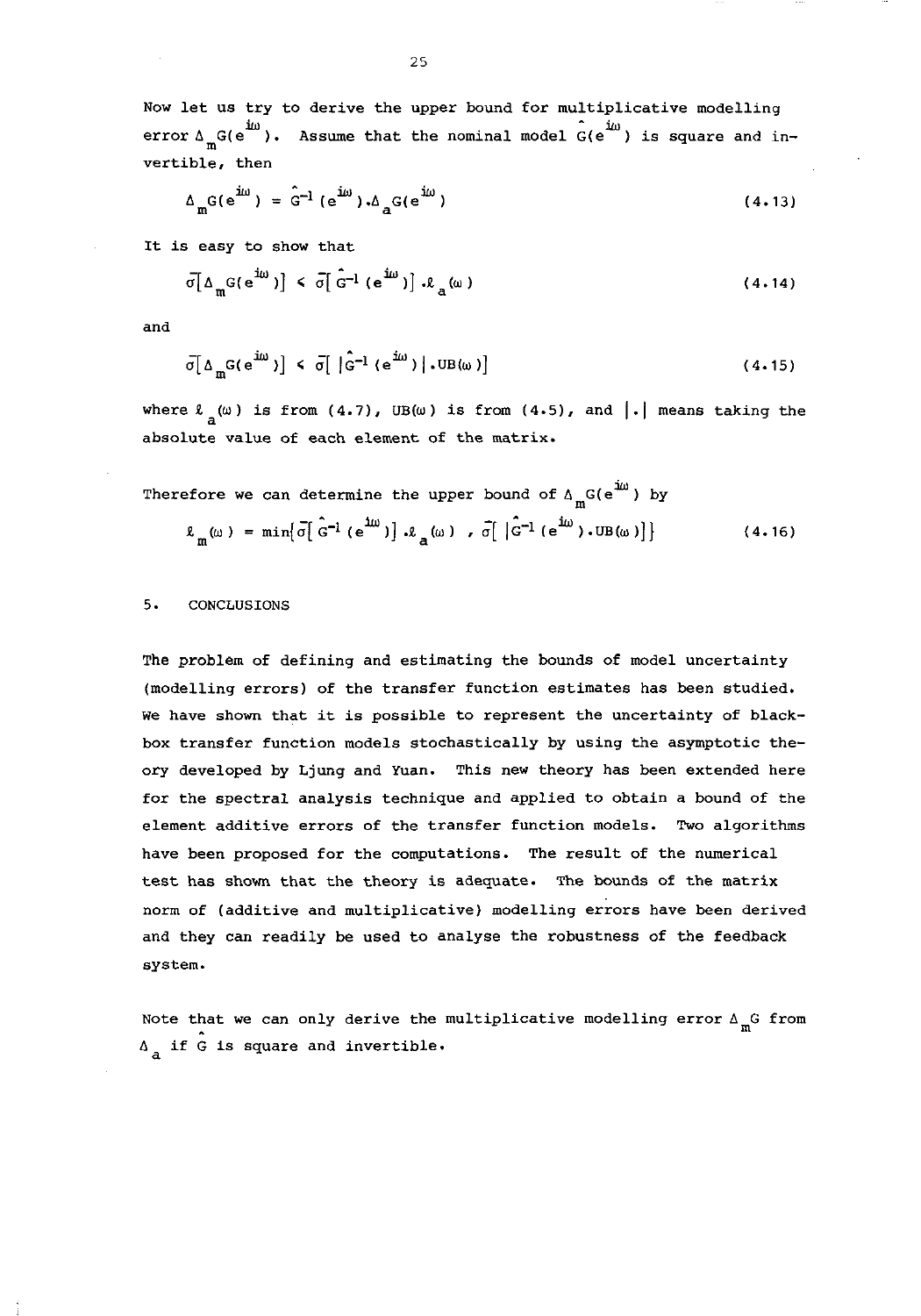Now let us try to derive the upper bound for multiplicative modelling error $\Delta_m G(e^{i\omega})$. Assume that the nominal model $\hat{G}(e^{i\omega})$ is square and invertible, then

$$\Delta_m G(e^{i\omega}) = \hat{G}^{-1}(e^{i\omega}) \cdot \Delta_a G(e^{i\omega}) \tag{4.13}$$

It is easy to show that

$$\bar{\sigma}[\Delta_m G(e^{i\omega})] < \bar{\sigma}[\hat{G}^{-1}(e^{i\omega})] \cdot \ell_a(\omega) \tag{4.14}$$

and

$$\bar{\sigma}[\Delta_m G(e^{i\omega})] < \bar{\sigma}[\, |\hat{G}^{-1}(e^{i\omega})| \cdot \mathrm{UB}(\omega)] \tag{4.15}$$

where $\ell_a(\omega)$ is from (4.7), $\mathrm{UB}(\omega)$ is from (4.5), and $|.|$ means taking the absolute value of each element of the matrix.

Therefore we can determine the upper bound of $\Delta_m G(e^{i\omega})$ by

$$\ell_m(\omega) = \min\{\bar{\sigma}[\hat{G}^{-1}(e^{i\omega})] \cdot \ell_a(\omega)\ ,\ \bar{\sigma}[\, |\hat{G}^{-1}(e^{i\omega}) \cdot \mathrm{UB}(\omega)]\} \tag{4.16}$$

## 5. CONCLUSIONS

The problem of defining and estimating the bounds of model uncertainty (modelling errors) of the transfer function estimates has been studied. We have shown that it is possible to represent the uncertainty of black-box transfer function models stochastically by using the asymptotic theory developed by Ljung and Yuan. This new theory has been extended here for the spectral analysis technique and applied to obtain a bound of the element additive errors of the transfer function models. Two algorithms have been proposed for the computations. The result of the numerical test has shown that the theory is adequate. The bounds of the matrix norm of (additive and multiplicative) modelling errors have been derived and they can readily be used to analyse the robustness of the feedback system.

Note that we can only derive the multiplicative modelling error $\Delta_m G$ from $\Delta_a$ if $\hat{G}$ is square and invertible.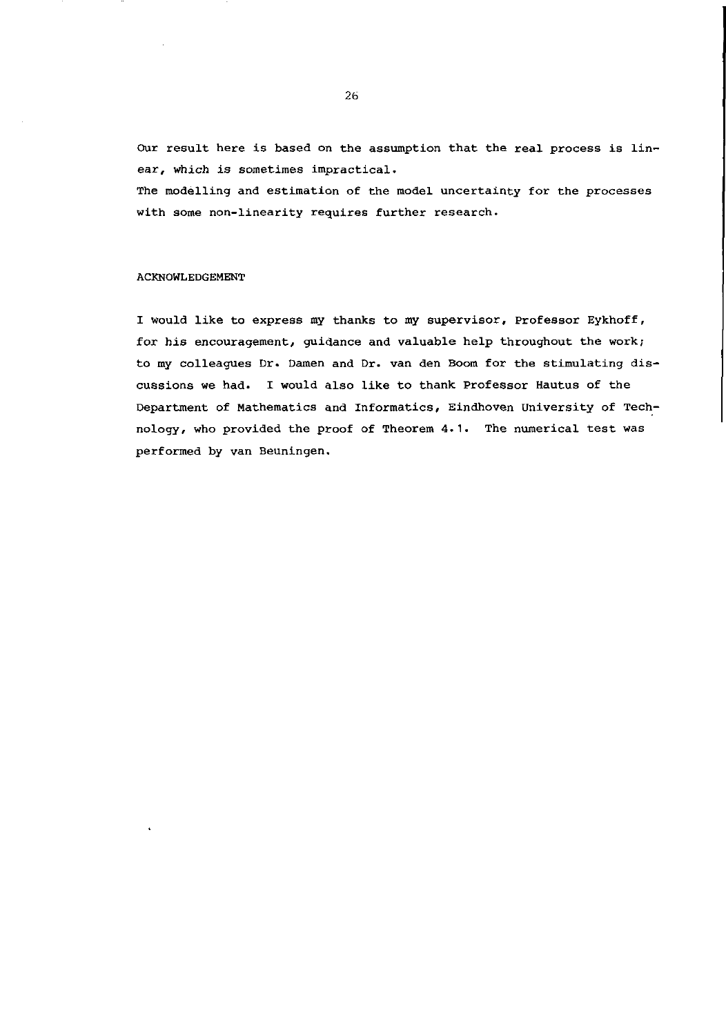Our result here is based on the assumption that the real process is linear, which is sometimes impractical.
The modelling and estimation of the model uncertainty for the processes with some non-linearity requires further research.

## ACKNOWLEDGEMENT

I would like to express my thanks to my supervisor, Professor Eykhoff, for his encouragement, guidance and valuable help throughout the work; to my colleagues Dr. Damen and Dr. van den Boom for the stimulating discussions we had. I would also like to thank Professor Hautus of the Department of Mathematics and Informatics, Eindhoven University of Technology, who provided the proof of Theorem 4.1. The numerical test was performed by van Beuningen.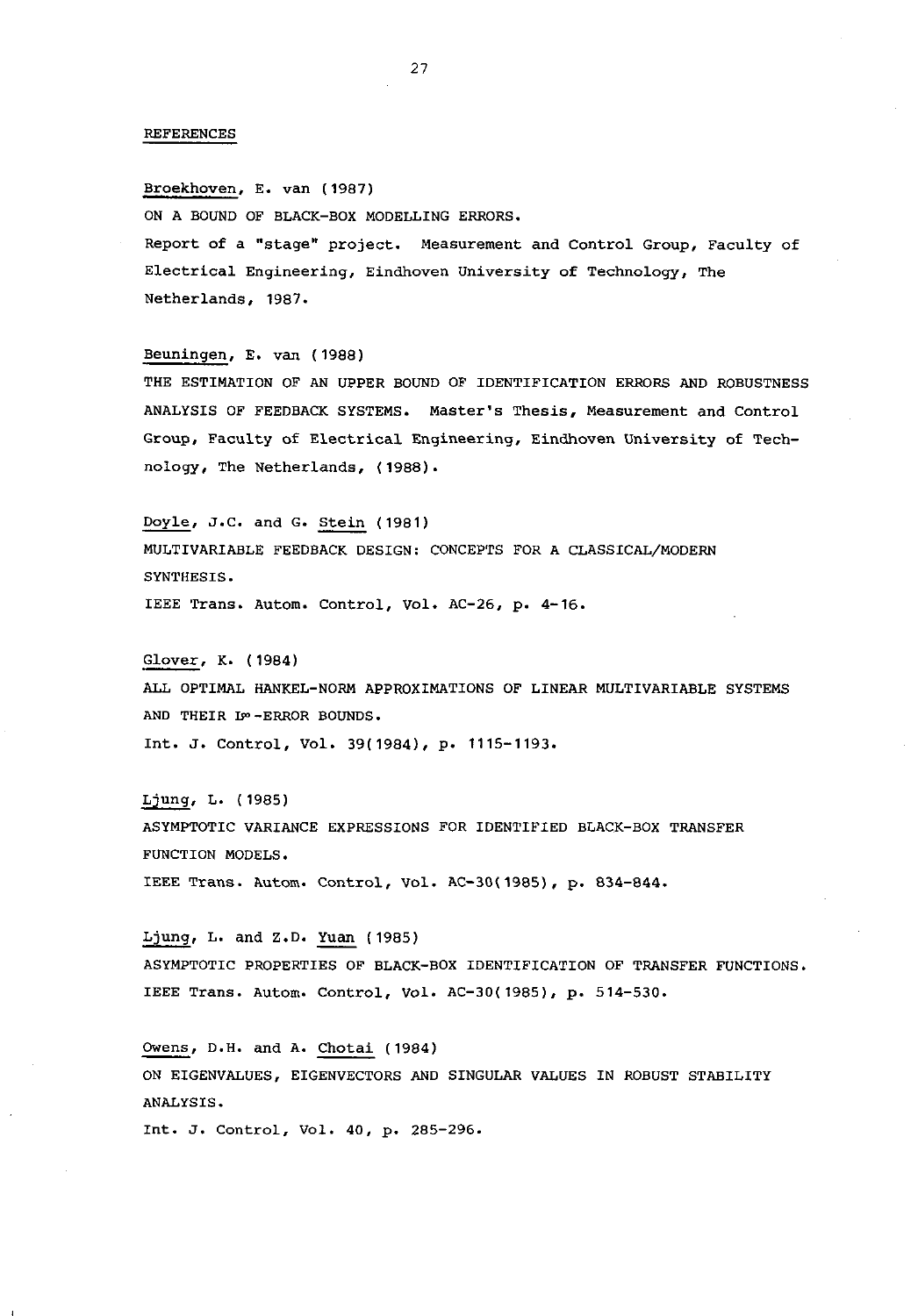## REFERENCES

Broekhoven, E. van (1987)
ON A BOUND OF BLACK-BOX MODELLING ERRORS.
Report of a "stage" project. Measurement and Control Group, Faculty of Electrical Engineering, Eindhoven University of Technology, The Netherlands, 1987.

Beuningen, E. van (1988)
THE ESTIMATION OF AN UPPER BOUND OF IDENTIFICATION ERRORS AND ROBUSTNESS ANALYSIS OF FEEDBACK SYSTEMS. Master's Thesis, Measurement and Control Group, Faculty of Electrical Engineering, Eindhoven University of Technology, The Netherlands, (1988).

Doyle, J.C. and G. Stein (1981)
MULTIVARIABLE FEEDBACK DESIGN: CONCEPTS FOR A CLASSICAL/MODERN SYNTHESIS.
IEEE Trans. Autom. Control, Vol. AC-26, p. 4-16.

Glover, K. (1984)
ALL OPTIMAL HANKEL-NORM APPROXIMATIONS OF LINEAR MULTIVARIABLE SYSTEMS AND THEIR $L^{\infty}$-ERROR BOUNDS.
Int. J. Control, Vol. 39(1984), p. 1115-1193.

Ljung, L. (1985)
ASYMPTOTIC VARIANCE EXPRESSIONS FOR IDENTIFIED BLACK-BOX TRANSFER FUNCTION MODELS.
IEEE Trans. Autom. Control, Vol. AC-30(1985), p. 834-844.

Ljung, L. and Z.D. Yuan (1985)
ASYMPTOTIC PROPERTIES OF BLACK-BOX IDENTIFICATION OF TRANSFER FUNCTIONS.
IEEE Trans. Autom. Control, Vol. AC-30(1985), p. 514-530.

Owens, D.H. and A. Chotai (1984)
ON EIGENVALUES, EIGENVECTORS AND SINGULAR VALUES IN ROBUST STABILITY ANALYSIS.
Int. J. Control, Vol. 40, p. 285-296.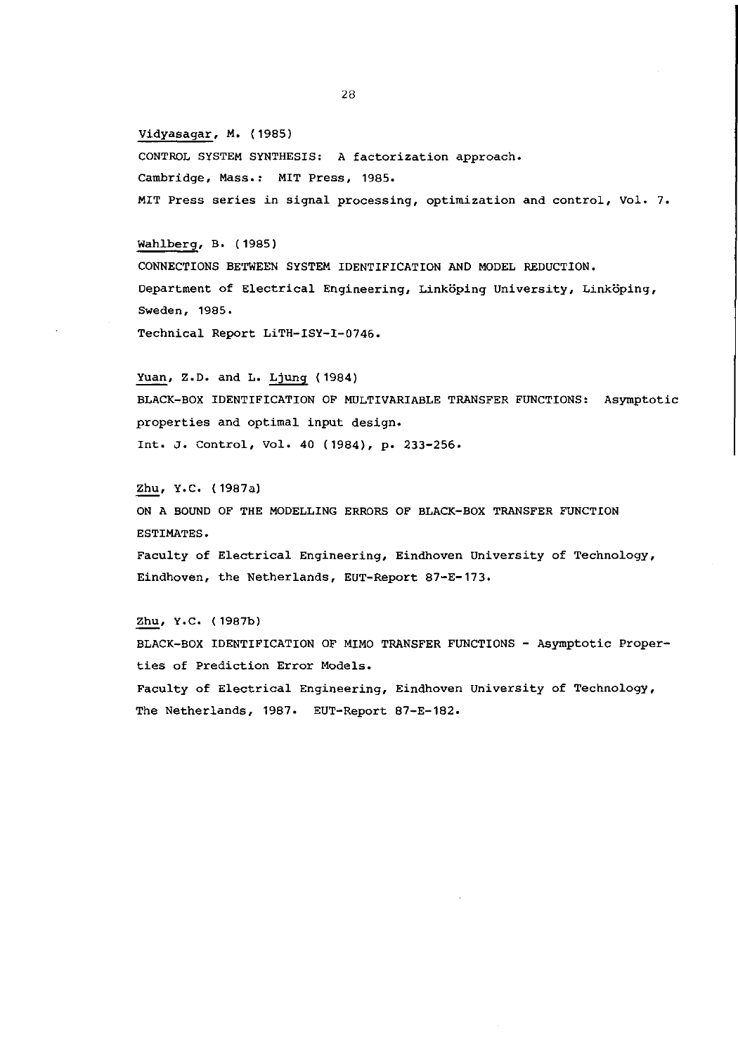Vidyasagar, M. (1985)

CONTROL SYSTEM SYNTHESIS: A factorization approach.

Cambridge, Mass.: MIT Press, 1985.

MIT Press series in signal processing, optimization and control, Vol. 7.

Wahlberg, B. (1985)

CONNECTIONS BETWEEN SYSTEM IDENTIFICATION AND MODEL REDUCTION.

Department of Electrical Engineering, Linköping University, Linköping, Sweden, 1985.

Technical Report LiTH-ISY-I-0746.

Yuan, Z.D. and L. Ljung (1984)

BLACK-BOX IDENTIFICATION OF MULTIVARIABLE TRANSFER FUNCTIONS: Asymptotic properties and optimal input design.

Int. J. Control, Vol. 40 (1984), p. 233-256.

Zhu, Y.C. (1987a)

ON A BOUND OF THE MODELLING ERRORS OF BLACK-BOX TRANSFER FUNCTION ESTIMATES.

Faculty of Electrical Engineering, Eindhoven University of Technology, Eindhoven, the Netherlands, EUT-Report 87-E-173.

Zhu, Y.C. (1987b)

BLACK-BOX IDENTIFICATION OF MIMO TRANSFER FUNCTIONS - Asymptotic Properties of Prediction Error Models.

Faculty of Electrical Engineering, Eindhoven University of Technology, The Netherlands, 1987. EUT-Report 87-E-182.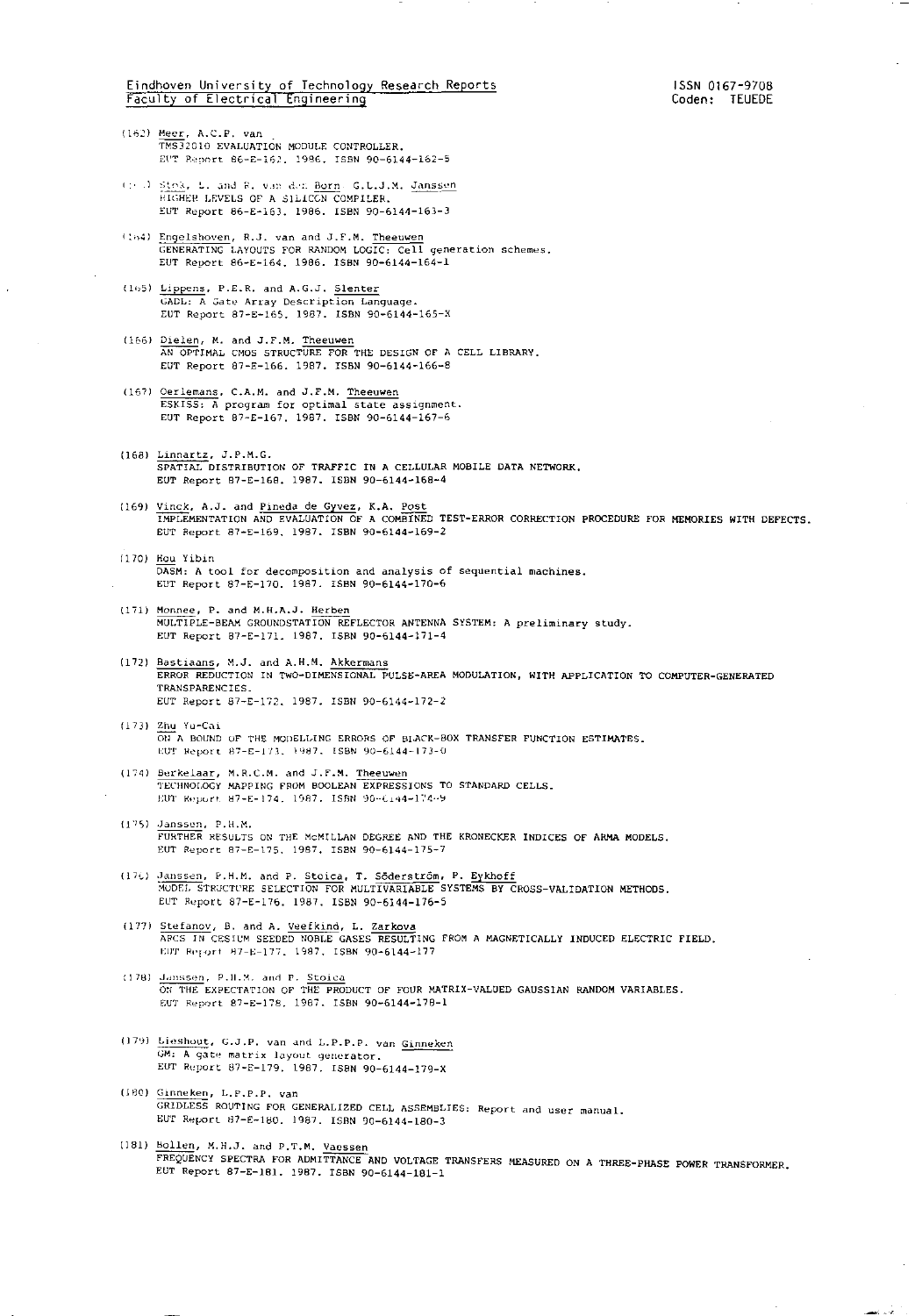Eindhoven University of Technology Research Reports
Faculty of Electrical Engineering

ISSN 0167-9708
Coden: TEUEDE

(162) Meer, A.C.P. van
TMS32010 EVALUATION MODULE CONTROLLER.
EUT Report 86-E-162. 1986. ISBN 90-6144-162-5

(163) Stok, L. and R. van den Born, G.L.J.M. Janssen
HIGHER LEVELS OF A SILICON COMPILER.
EUT Report 86-E-163. 1986. ISBN 90-6144-163-3

(164) Engelshoven, R.J. van and J.F.M. Theeuwen
GENERATING LAYOUTS FOR RANDOM LOGIC: Cell generation schemes.
EUT Report 86-E-164. 1986. ISBN 90-6144-164-1

(165) Lippens, P.E.R. and A.G.J. Slenter
GADL: A Gate Array Description Language.
EUT Report 87-E-165. 1987. ISBN 90-6144-165-X

(166) Dielen, M. and J.F.M. Theeuwen
AN OPTIMAL CMOS STRUCTURE FOR THE DESIGN OF A CELL LIBRARY.
EUT Report 87-E-166. 1987. ISBN 90-6144-166-8

(167) Oerlemans, C.A.M. and J.F.M. Theeuwen
ESKISS: A program for optimal state assignment.
EUT Report 87-E-167. 1987. ISBN 90-6144-167-6

(168) Linnartz, J.P.M.G.
SPATIAL DISTRIBUTION OF TRAFFIC IN A CELLULAR MOBILE DATA NETWORK.
EUT Report 87-E-168. 1987. ISBN 90-6144-168-4

(169) Vinck, A.J. and Pineda de Gyvez, K.A. Post
IMPLEMENTATION AND EVALUATION OF A COMBINED TEST-ERROR CORRECTION PROCEDURE FOR MEMORIES WITH DEFECTS.
EUT Report 87-E-169. 1987. ISBN 90-6144-169-2

(170) Hou Yibin
DASM: A tool for decomposition and analysis of sequential machines.
EUT Report 87-E-170. 1987. ISBN 90-6144-170-6

(171) Monnee, P. and M.H.A.J. Herben
MULTIPLE-BEAM GROUNDSTATION REFLECTOR ANTENNA SYSTEM: A preliminary study.
EUT Report 87-E-171. 1987. ISBN 90-6144-171-4

(172) Bastiaans, M.J. and A.H.M. Akkermans
ERROR REDUCTION IN TWO-DIMENSIONAL PULSE-AREA MODULATION, WITH APPLICATION TO COMPUTER-GENERATED TRANSPARENCIES.
EUT Report 87-E-172. 1987. ISBN 90-6144-172-2

(173) Zhu Yu-Cai
ON A BOUND OF THE MODELLING ERRORS OF BLACK-BOX TRANSFER FUNCTION ESTIMATES.
EUT Report 87-E-173. 1987. ISBN 90-6144-173-0

(174) Berkelaar, M.R.C.M. and J.F.M. Theeuwen
TECHNOLOGY MAPPING FROM BOOLEAN EXPRESSIONS TO STANDARD CELLS.
EUT Report 87-E-174. 1987. ISBN 90-6144-174-9

(175) Janssen, P.H.M.
FURTHER RESULTS ON THE McMILLAN DEGREE AND THE KRONECKER INDICES OF ARMA MODELS.
EUT Report 87-E-175. 1987. ISBN 90-6144-175-7

(176) Janssen, P.H.M. and P. Stoica, T. Söderström, P. Eykhoff
MODEL STRUCTURE SELECTION FOR MULTIVARIABLE SYSTEMS BY CROSS-VALIDATION METHODS.
EUT Report 87-E-176. 1987. ISBN 90-6144-176-5

(177) Stefanov, B. and A. Veefkind, L. Zarkova
ARCS IN CESIUM SEEDED NOBLE GASES RESULTING FROM A MAGNETICALLY INDUCED ELECTRIC FIELD.
EUT Report 87-E-177. 1987. ISBN 90-6144-177

(178) Janssen, P.H.M. and P. Stoica
ON THE EXPECTATION OF THE PRODUCT OF FOUR MATRIX-VALUED GAUSSIAN RANDOM VARIABLES.
EUT Report 87-E-178. 1987. ISBN 90-6144-178-1

(179) Lieshout, G.J.P. van and L.P.P.P. van Ginneken
GM: A gate matrix layout generator.
EUT Report 87-E-179. 1987. ISBN 90-6144-179-X

(180) Ginneken, L.P.P.P. van
GRIDLESS ROUTING FOR GENERALIZED CELL ASSEMBLIES: Report and user manual.
EUT Report 87-E-180. 1987. ISBN 90-6144-180-3

(181) Bollen, M.H.J. and P.T.M. Vaessen
FREQUENCY SPECTRA FOR ADMITTANCE AND VOLTAGE TRANSFERS MEASURED ON A THREE-PHASE POWER TRANSFORMER.
EUT Report 87-E-181. 1987. ISBN 90-6144-181-1